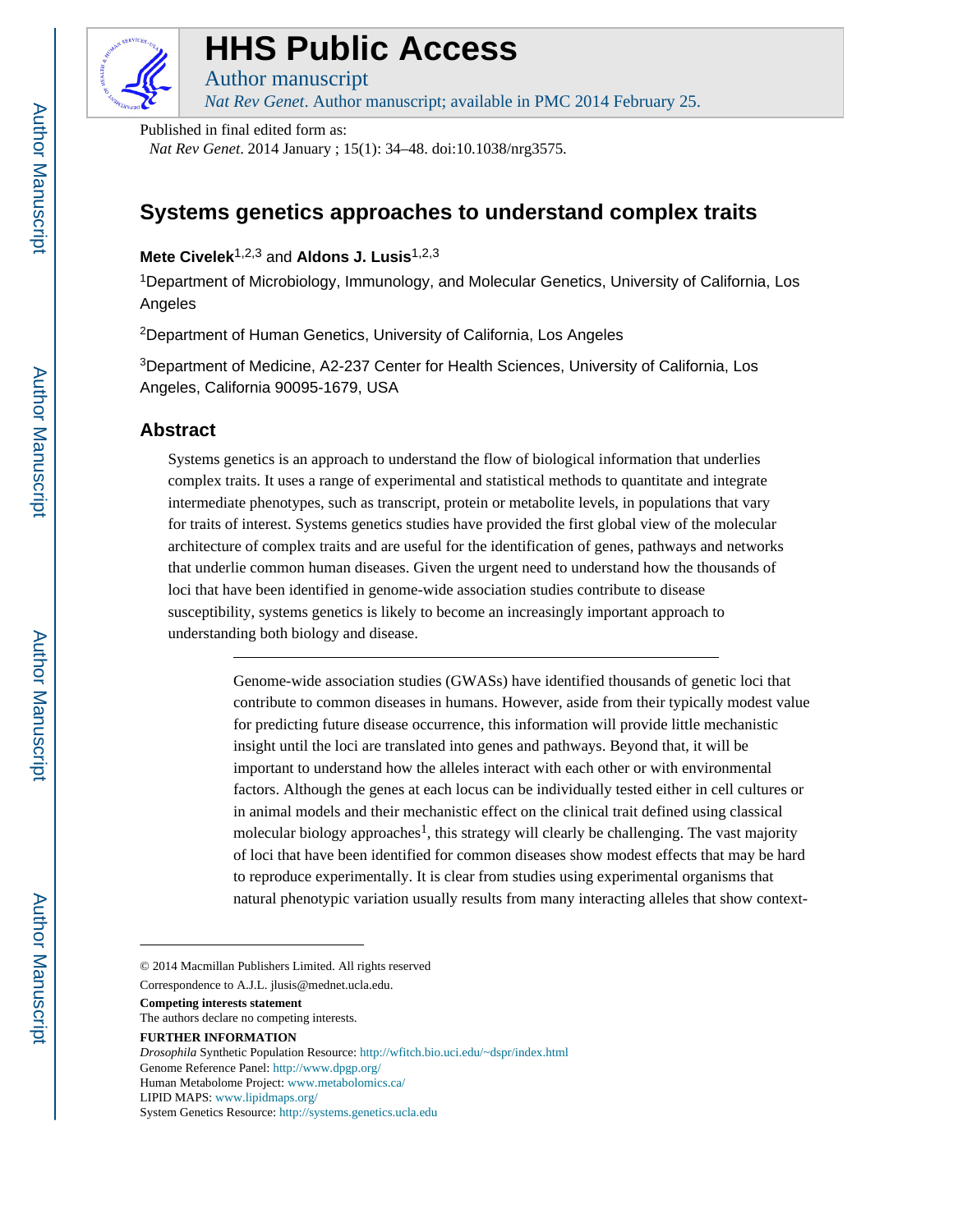# HHS Public Access

Author manuscript

*Nat Rev Genet*. Author manuscript; available in PMC 2014 February 25.

Published in final edited form as:

*Nat Rev Genet*. 2014 January ; 15(1): 34–48. doi:10.1038/nrg3575.

## Systems genetics approaches to understand complex traits

**Mete Civelek**[1,2,3] and **Aldons J. Lusis**[1,2,3]

[1]Department of Microbiology, Immunology, and Molecular Genetics, University of California, Los Angeles

[2]Department of Human Genetics, University of California, Los Angeles

[3]Department of Medicine, A2-237 Center for Health Sciences, University of California, Los Angeles, California 90095-1679, USA

## Abstract

Systems genetics is an approach to understand the flow of biological information that underlies complex traits. It uses a range of experimental and statistical methods to quantitate and integrate intermediate phenotypes, such as transcript, protein or metabolite levels, in populations that vary for traits of interest. Systems genetics studies have provided the first global view of the molecular architecture of complex traits and are useful for the identification of genes, pathways and networks that underlie common human diseases. Given the urgent need to understand how the thousands of loci that have been identified in genome-wide association studies contribute to disease susceptibility, systems genetics is likely to become an increasingly important approach to understanding both biology and disease.

---

Genome-wide association studies (GWASs) have identified thousands of genetic loci that contribute to common diseases in humans. However, aside from their typically modest value for predicting future disease occurrence, this information will provide little mechanistic insight until the loci are translated into genes and pathways. Beyond that, it will be important to understand how the alleles interact with each other or with environmental factors. Although the genes at each locus can be individually tested either in cell cultures or in animal models and their mechanistic effect on the clinical trait defined using classical molecular biology approaches[1], this strategy will clearly be challenging. The vast majority of loci that have been identified for common diseases show modest effects that may be hard to reproduce experimentally. It is clear from studies using experimental organisms that natural phenotypic variation usually results from many interacting alleles that show context-

---

© 2014 Macmillan Publishers Limited. All rights reserved

Correspondence to A.J.L. jlusis@mednet.ucla.edu.

**Competing interests statement**

The authors declare no competing interests.

**FURTHER INFORMATION**

*Drosophila* Synthetic Population Resource: http://wfitch.bio.uci.edu/~dspr/index.html

Genome Reference Panel: http://www.dpgp.org/

Human Metabolome Project: www.metabolomics.ca/

LIPID MAPS: www.lipidmaps.org/

System Genetics Resource: http://systems.genetics.ucla.edu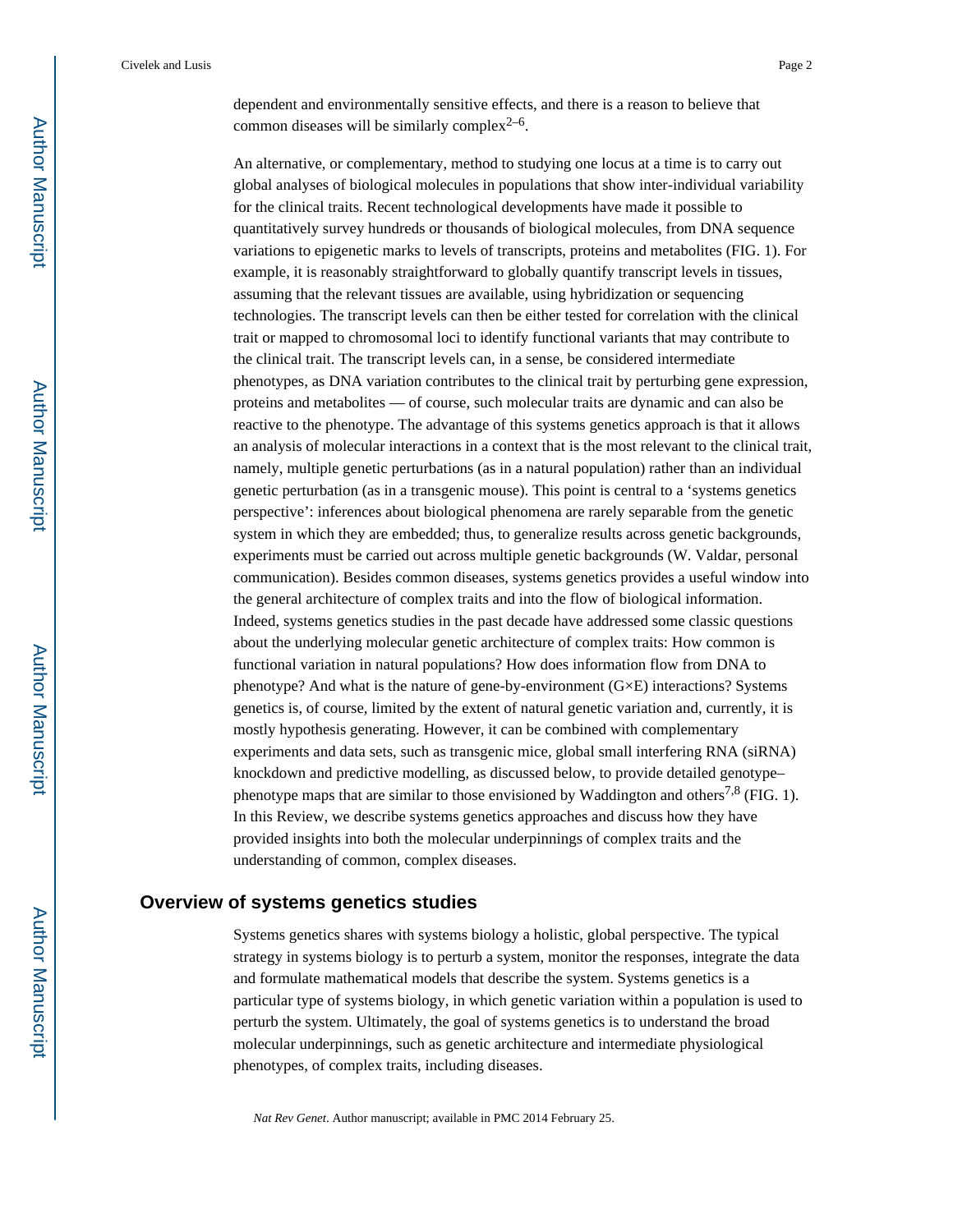dependent and environmentally sensitive effects, and there is a reason to believe that common diseases will be similarly complex[2–6].

An alternative, or complementary, method to studying one locus at a time is to carry out global analyses of biological molecules in populations that show inter-individual variability for the clinical traits. Recent technological developments have made it possible to quantitatively survey hundreds or thousands of biological molecules, from DNA sequence variations to epigenetic marks to levels of transcripts, proteins and metabolites (FIG. 1). For example, it is reasonably straightforward to globally quantify transcript levels in tissues, assuming that the relevant tissues are available, using hybridization or sequencing technologies. The transcript levels can then be either tested for correlation with the clinical trait or mapped to chromosomal loci to identify functional variants that may contribute to the clinical trait. The transcript levels can, in a sense, be considered intermediate phenotypes, as DNA variation contributes to the clinical trait by perturbing gene expression, proteins and metabolites — of course, such molecular traits are dynamic and can also be reactive to the phenotype. The advantage of this systems genetics approach is that it allows an analysis of molecular interactions in a context that is the most relevant to the clinical trait, namely, multiple genetic perturbations (as in a natural population) rather than an individual genetic perturbation (as in a transgenic mouse). This point is central to a 'systems genetics perspective': inferences about biological phenomena are rarely separable from the genetic system in which they are embedded; thus, to generalize results across genetic backgrounds, experiments must be carried out across multiple genetic backgrounds (W. Valdar, personal communication). Besides common diseases, systems genetics provides a useful window into the general architecture of complex traits and into the flow of biological information. Indeed, systems genetics studies in the past decade have addressed some classic questions about the underlying molecular genetic architecture of complex traits: How common is functional variation in natural populations? How does information flow from DNA to phenotype? And what is the nature of gene-by-environment (G×E) interactions? Systems genetics is, of course, limited by the extent of natural genetic variation and, currently, it is mostly hypothesis generating. However, it can be combined with complementary experiments and data sets, such as transgenic mice, global small interfering RNA (siRNA) knockdown and predictive modelling, as discussed below, to provide detailed genotype–phenotype maps that are similar to those envisioned by Waddington and others[7,8] (FIG. 1). In this Review, we describe systems genetics approaches and discuss how they have provided insights into both the molecular underpinnings of complex traits and the understanding of common, complex diseases.

## Overview of systems genetics studies

Systems genetics shares with systems biology a holistic, global perspective. The typical strategy in systems biology is to perturb a system, monitor the responses, integrate the data and formulate mathematical models that describe the system. Systems genetics is a particular type of systems biology, in which genetic variation within a population is used to perturb the system. Ultimately, the goal of systems genetics is to understand the broad molecular underpinnings, such as genetic architecture and intermediate physiological phenotypes, of complex traits, including diseases.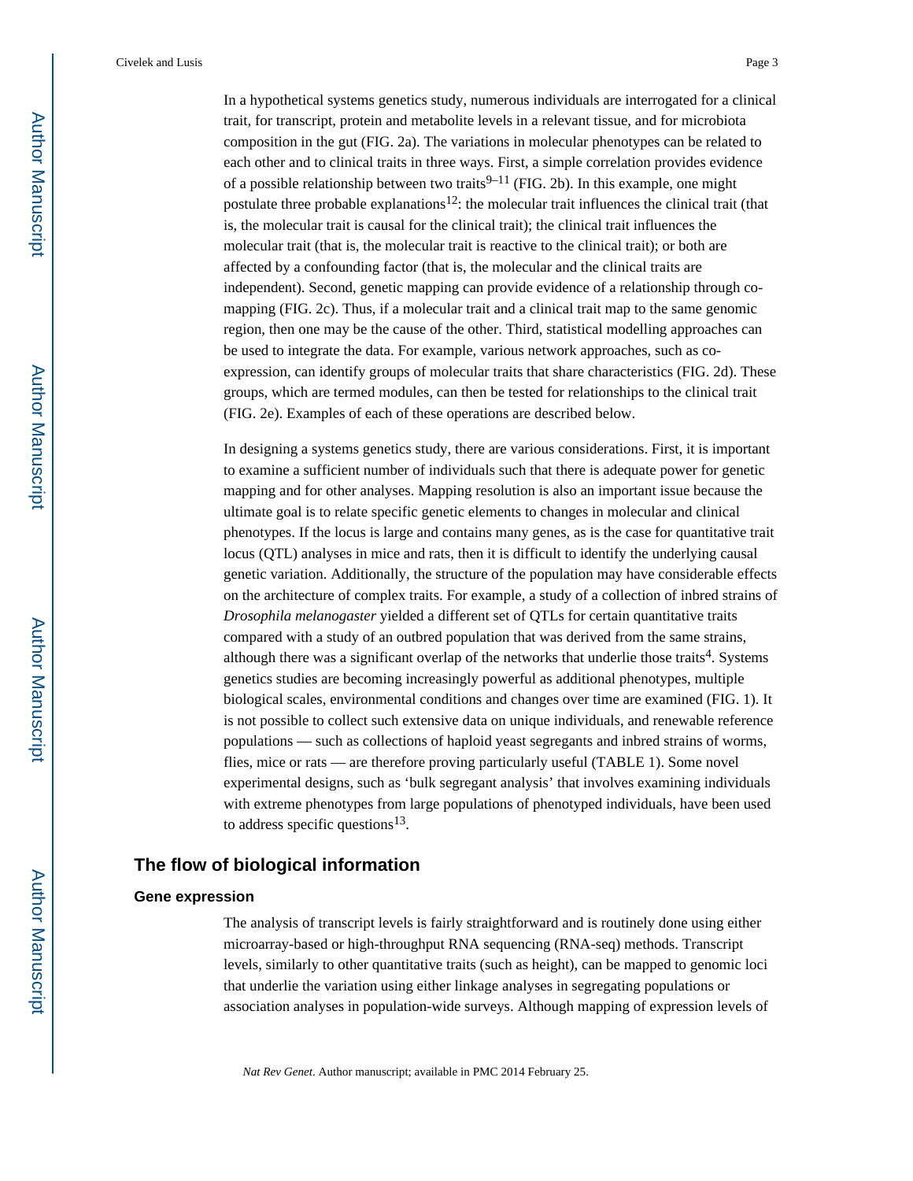In a hypothetical systems genetics study, numerous individuals are interrogated for a clinical trait, for transcript, protein and metabolite levels in a relevant tissue, and for microbiota composition in the gut (FIG. 2a). The variations in molecular phenotypes can be related to each other and to clinical traits in three ways. First, a simple correlation provides evidence of a possible relationship between two traits[9–11] (FIG. 2b). In this example, one might postulate three probable explanations[12]: the molecular trait influences the clinical trait (that is, the molecular trait is causal for the clinical trait); the clinical trait influences the molecular trait (that is, the molecular trait is reactive to the clinical trait); or both are affected by a confounding factor (that is, the molecular and the clinical traits are independent). Second, genetic mapping can provide evidence of a relationship through co-mapping (FIG. 2c). Thus, if a molecular trait and a clinical trait map to the same genomic region, then one may be the cause of the other. Third, statistical modelling approaches can be used to integrate the data. For example, various network approaches, such as co-expression, can identify groups of molecular traits that share characteristics (FIG. 2d). These groups, which are termed modules, can then be tested for relationships to the clinical trait (FIG. 2e). Examples of each of these operations are described below.

In designing a systems genetics study, there are various considerations. First, it is important to examine a sufficient number of individuals such that there is adequate power for genetic mapping and for other analyses. Mapping resolution is also an important issue because the ultimate goal is to relate specific genetic elements to changes in molecular and clinical phenotypes. If the locus is large and contains many genes, as is the case for quantitative trait locus (QTL) analyses in mice and rats, then it is difficult to identify the underlying causal genetic variation. Additionally, the structure of the population may have considerable effects on the architecture of complex traits. For example, a study of a collection of inbred strains of *Drosophila melanogaster* yielded a different set of QTLs for certain quantitative traits compared with a study of an outbred population that was derived from the same strains, although there was a significant overlap of the networks that underlie those traits[4]. Systems genetics studies are becoming increasingly powerful as additional phenotypes, multiple biological scales, environmental conditions and changes over time are examined (FIG. 1). It is not possible to collect such extensive data on unique individuals, and renewable reference populations — such as collections of haploid yeast segregants and inbred strains of worms, flies, mice or rats — are therefore proving particularly useful (TABLE 1). Some novel experimental designs, such as 'bulk segregant analysis' that involves examining individuals with extreme phenotypes from large populations of phenotyped individuals, have been used to address specific questions[13].

## The flow of biological information

### Gene expression

The analysis of transcript levels is fairly straightforward and is routinely done using either microarray-based or high-throughput RNA sequencing (RNA-seq) methods. Transcript levels, similarly to other quantitative traits (such as height), can be mapped to genomic loci that underlie the variation using either linkage analyses in segregating populations or association analyses in population-wide surveys. Although mapping of expression levels of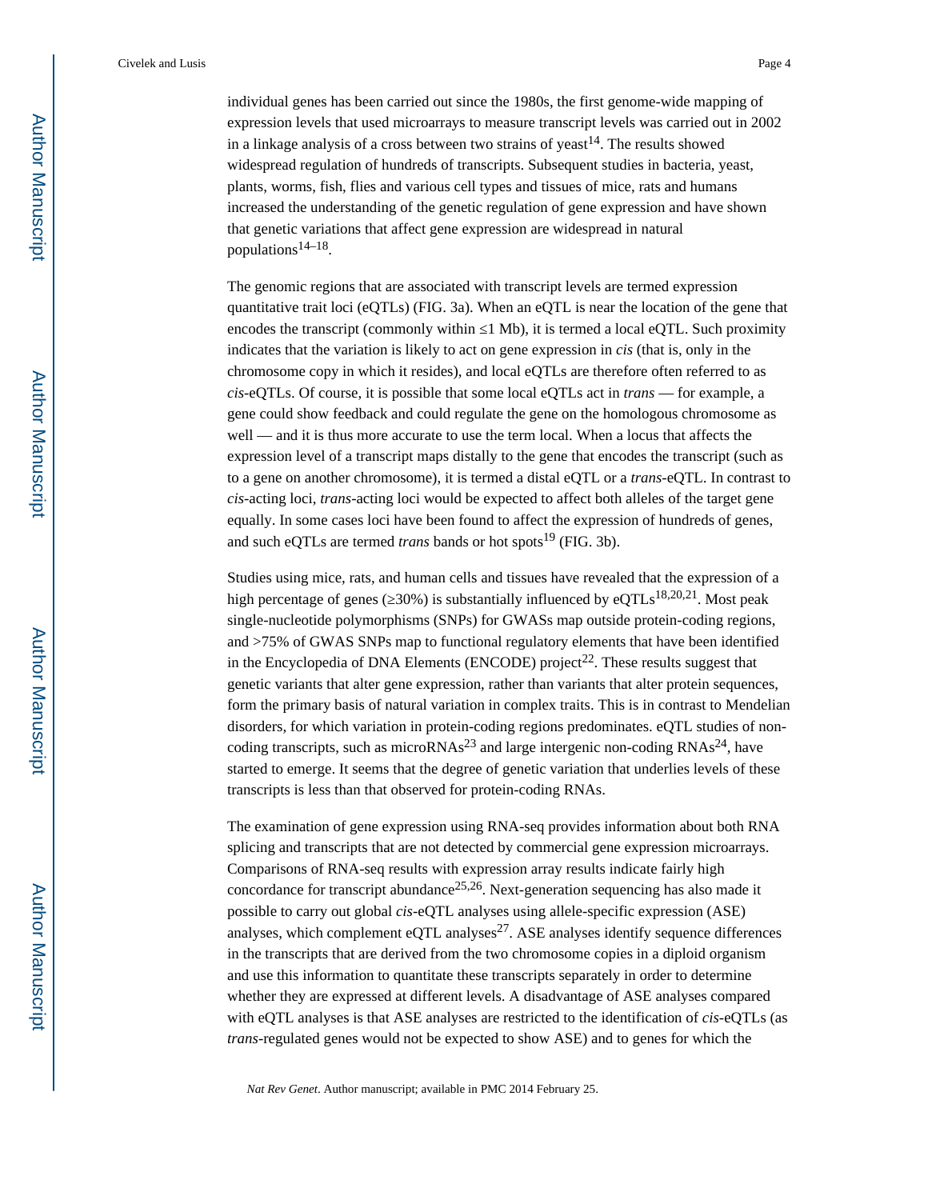individual genes has been carried out since the 1980s, the first genome-wide mapping of expression levels that used microarrays to measure transcript levels was carried out in 2002 in a linkage analysis of a cross between two strains of yeast[14]. The results showed widespread regulation of hundreds of transcripts. Subsequent studies in bacteria, yeast, plants, worms, fish, flies and various cell types and tissues of mice, rats and humans increased the understanding of the genetic regulation of gene expression and have shown that genetic variations that affect gene expression are widespread in natural populations[14–18].

The genomic regions that are associated with transcript levels are termed expression quantitative trait loci (eQTLs) (FIG. 3a). When an eQTL is near the location of the gene that encodes the transcript (commonly within ≤1 Mb), it is termed a local eQTL. Such proximity indicates that the variation is likely to act on gene expression in *cis* (that is, only in the chromosome copy in which it resides), and local eQTLs are therefore often referred to as *cis*-eQTLs. Of course, it is possible that some local eQTLs act in *trans* — for example, a gene could show feedback and could regulate the gene on the homologous chromosome as well — and it is thus more accurate to use the term local. When a locus that affects the expression level of a transcript maps distally to the gene that encodes the transcript (such as to a gene on another chromosome), it is termed a distal eQTL or a *trans*-eQTL. In contrast to *cis*-acting loci, *trans*-acting loci would be expected to affect both alleles of the target gene equally. In some cases loci have been found to affect the expression of hundreds of genes, and such eQTLs are termed *trans* bands or hot spots[19] (FIG. 3b).

Studies using mice, rats, and human cells and tissues have revealed that the expression of a high percentage of genes (≥30%) is substantially influenced by eQTLs[18,20,21]. Most peak single-nucleotide polymorphisms (SNPs) for GWASs map outside protein-coding regions, and >75% of GWAS SNPs map to functional regulatory elements that have been identified in the Encyclopedia of DNA Elements (ENCODE) project[22]. These results suggest that genetic variants that alter gene expression, rather than variants that alter protein sequences, form the primary basis of natural variation in complex traits. This is in contrast to Mendelian disorders, for which variation in protein-coding regions predominates. eQTL studies of non-coding transcripts, such as microRNAs[23] and large intergenic non-coding RNAs[24], have started to emerge. It seems that the degree of genetic variation that underlies levels of these transcripts is less than that observed for protein-coding RNAs.

The examination of gene expression using RNA-seq provides information about both RNA splicing and transcripts that are not detected by commercial gene expression microarrays. Comparisons of RNA-seq results with expression array results indicate fairly high concordance for transcript abundance[25,26]. Next-generation sequencing has also made it possible to carry out global *cis*-eQTL analyses using allele-specific expression (ASE) analyses, which complement eQTL analyses[27]. ASE analyses identify sequence differences in the transcripts that are derived from the two chromosome copies in a diploid organism and use this information to quantitate these transcripts separately in order to determine whether they are expressed at different levels. A disadvantage of ASE analyses compared with eQTL analyses is that ASE analyses are restricted to the identification of *cis*-eQTLs (as *trans*-regulated genes would not be expected to show ASE) and to genes for which the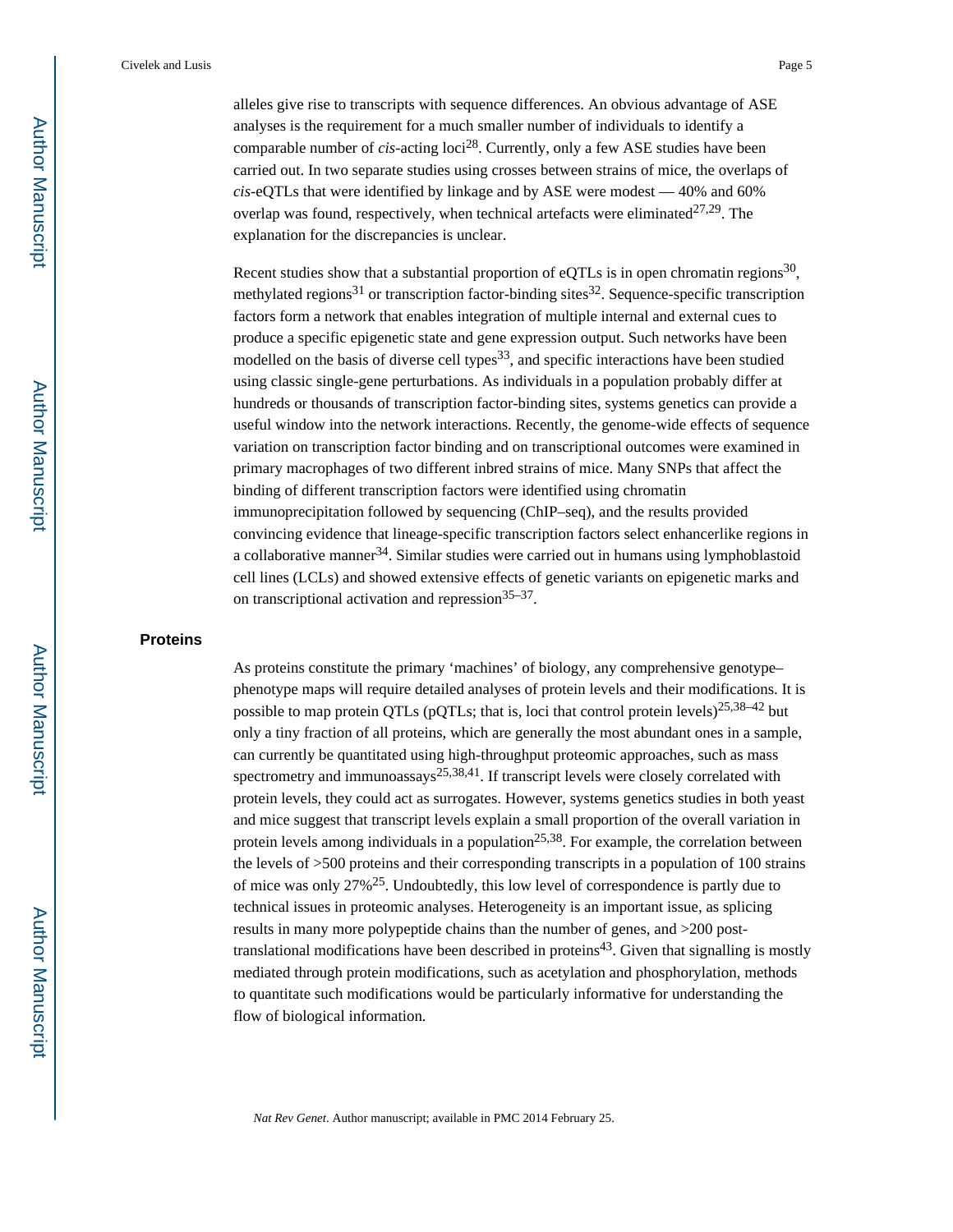alleles give rise to transcripts with sequence differences. An obvious advantage of ASE analyses is the requirement for a much smaller number of individuals to identify a comparable number of *cis*-acting loci[28]. Currently, only a few ASE studies have been carried out. In two separate studies using crosses between strains of mice, the overlaps of *cis*-eQTLs that were identified by linkage and by ASE were modest — 40% and 60% overlap was found, respectively, when technical artefacts were eliminated[27,29]. The explanation for the discrepancies is unclear.

Recent studies show that a substantial proportion of eQTLs is in open chromatin regions[30], methylated regions[31] or transcription factor-binding sites[32]. Sequence-specific transcription factors form a network that enables integration of multiple internal and external cues to produce a specific epigenetic state and gene expression output. Such networks have been modelled on the basis of diverse cell types[33], and specific interactions have been studied using classic single-gene perturbations. As individuals in a population probably differ at hundreds or thousands of transcription factor-binding sites, systems genetics can provide a useful window into the network interactions. Recently, the genome-wide effects of sequence variation on transcription factor binding and on transcriptional outcomes were examined in primary macrophages of two different inbred strains of mice. Many SNPs that affect the binding of different transcription factors were identified using chromatin immunoprecipitation followed by sequencing (ChIP–seq), and the results provided convincing evidence that lineage-specific transcription factors select enhancerlike regions in a collaborative manner[34]. Similar studies were carried out in humans using lymphoblastoid cell lines (LCLs) and showed extensive effects of genetic variants on epigenetic marks and on transcriptional activation and repression[35–37].

## Proteins

As proteins constitute the primary 'machines' of biology, any comprehensive genotype–phenotype maps will require detailed analyses of protein levels and their modifications. It is possible to map protein QTLs (pQTLs; that is, loci that control protein levels)[25,38–42] but only a tiny fraction of all proteins, which are generally the most abundant ones in a sample, can currently be quantitated using high-throughput proteomic approaches, such as mass spectrometry and immunoassays[25,38,41]. If transcript levels were closely correlated with protein levels, they could act as surrogates. However, systems genetics studies in both yeast and mice suggest that transcript levels explain a small proportion of the overall variation in protein levels among individuals in a population[25,38]. For example, the correlation between the levels of >500 proteins and their corresponding transcripts in a population of 100 strains of mice was only 27%[25]. Undoubtedly, this low level of correspondence is partly due to technical issues in proteomic analyses. Heterogeneity is an important issue, as splicing results in many more polypeptide chains than the number of genes, and >200 post-translational modifications have been described in proteins[43]. Given that signalling is mostly mediated through protein modifications, such as acetylation and phosphorylation, methods to quantitate such modifications would be particularly informative for understanding the flow of biological information.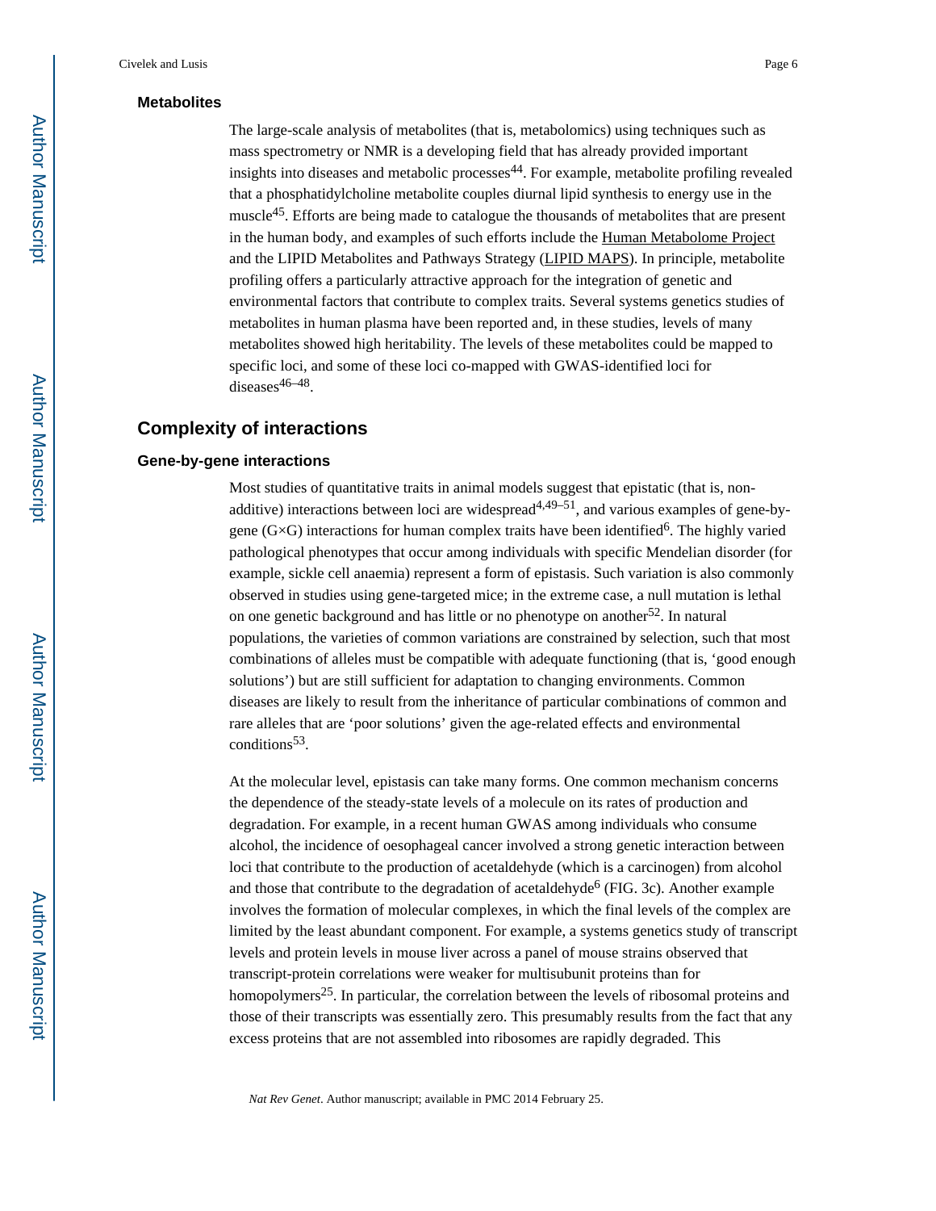### Metabolites

The large-scale analysis of metabolites (that is, metabolomics) using techniques such as mass spectrometry or NMR is a developing field that has already provided important insights into diseases and metabolic processes[44]. For example, metabolite profiling revealed that a phosphatidylcholine metabolite couples diurnal lipid synthesis to energy use in the muscle[45]. Efforts are being made to catalogue the thousands of metabolites that are present in the human body, and examples of such efforts include the Human Metabolome Project and the LIPID Metabolites and Pathways Strategy (LIPID MAPS). In principle, metabolite profiling offers a particularly attractive approach for the integration of genetic and environmental factors that contribute to complex traits. Several systems genetics studies of metabolites in human plasma have been reported and, in these studies, levels of many metabolites showed high heritability. The levels of these metabolites could be mapped to specific loci, and some of these loci co-mapped with GWAS-identified loci for diseases[46–48].

## Complexity of interactions

### Gene-by-gene interactions

Most studies of quantitative traits in animal models suggest that epistatic (that is, non-additive) interactions between loci are widespread[4,49–51], and various examples of gene-by-gene (G×G) interactions for human complex traits have been identified[6]. The highly varied pathological phenotypes that occur among individuals with specific Mendelian disorder (for example, sickle cell anaemia) represent a form of epistasis. Such variation is also commonly observed in studies using gene-targeted mice; in the extreme case, a null mutation is lethal on one genetic background and has little or no phenotype on another[52]. In natural populations, the varieties of common variations are constrained by selection, such that most combinations of alleles must be compatible with adequate functioning (that is, 'good enough solutions') but are still sufficient for adaptation to changing environments. Common diseases are likely to result from the inheritance of particular combinations of common and rare alleles that are 'poor solutions' given the age-related effects and environmental conditions[53].

At the molecular level, epistasis can take many forms. One common mechanism concerns the dependence of the steady-state levels of a molecule on its rates of production and degradation. For example, in a recent human GWAS among individuals who consume alcohol, the incidence of oesophageal cancer involved a strong genetic interaction between loci that contribute to the production of acetaldehyde (which is a carcinogen) from alcohol and those that contribute to the degradation of acetaldehyde[6] (FIG. 3c). Another example involves the formation of molecular complexes, in which the final levels of the complex are limited by the least abundant component. For example, a systems genetics study of transcript levels and protein levels in mouse liver across a panel of mouse strains observed that transcript-protein correlations were weaker for multisubunit proteins than for homopolymers[25]. In particular, the correlation between the levels of ribosomal proteins and those of their transcripts was essentially zero. This presumably results from the fact that any excess proteins that are not assembled into ribosomes are rapidly degraded. This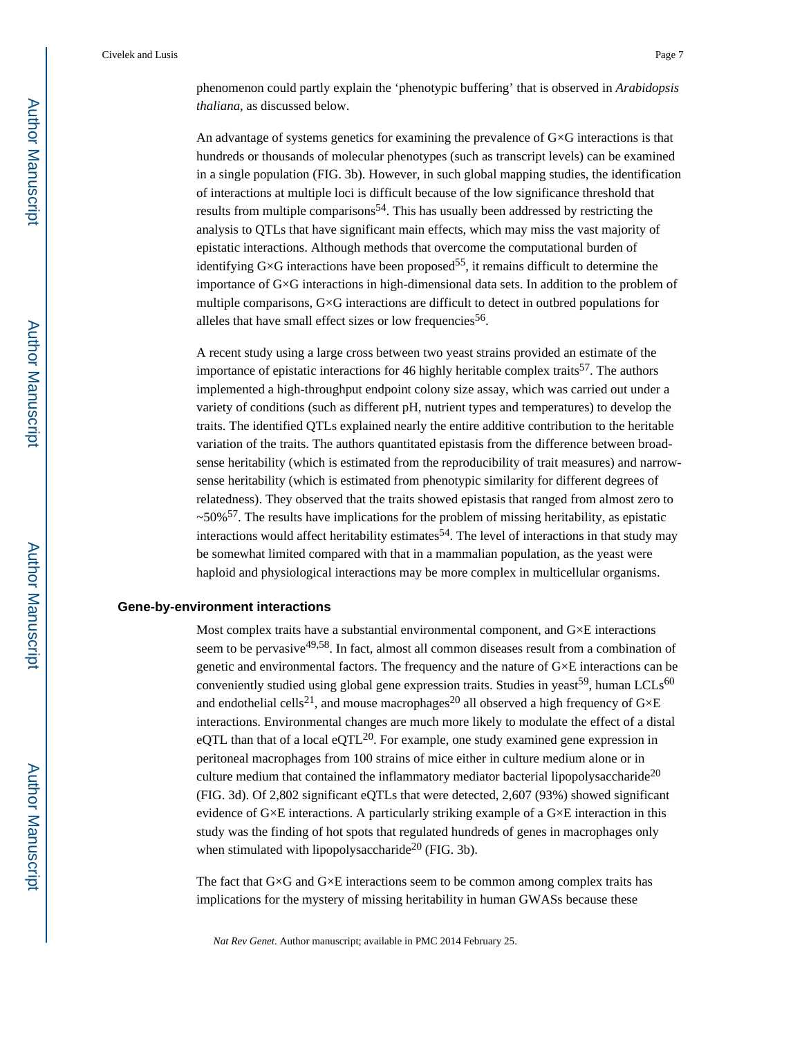phenomenon could partly explain the 'phenotypic buffering' that is observed in *Arabidopsis thaliana*, as discussed below.

An advantage of systems genetics for examining the prevalence of G×G interactions is that hundreds or thousands of molecular phenotypes (such as transcript levels) can be examined in a single population (FIG. 3b). However, in such global mapping studies, the identification of interactions at multiple loci is difficult because of the low significance threshold that results from multiple comparisons[54]. This has usually been addressed by restricting the analysis to QTLs that have significant main effects, which may miss the vast majority of epistatic interactions. Although methods that overcome the computational burden of identifying G×G interactions have been proposed[55], it remains difficult to determine the importance of G×G interactions in high-dimensional data sets. In addition to the problem of multiple comparisons, G×G interactions are difficult to detect in outbred populations for alleles that have small effect sizes or low frequencies[56].

A recent study using a large cross between two yeast strains provided an estimate of the importance of epistatic interactions for 46 highly heritable complex traits[57]. The authors implemented a high-throughput endpoint colony size assay, which was carried out under a variety of conditions (such as different pH, nutrient types and temperatures) to develop the traits. The identified QTLs explained nearly the entire additive contribution to the heritable variation of the traits. The authors quantitated epistasis from the difference between broad-sense heritability (which is estimated from the reproducibility of trait measures) and narrow-sense heritability (which is estimated from phenotypic similarity for different degrees of relatedness). They observed that the traits showed epistasis that ranged from almost zero to ~50%[57]. The results have implications for the problem of missing heritability, as epistatic interactions would affect heritability estimates[54]. The level of interactions in that study may be somewhat limited compared with that in a mammalian population, as the yeast were haploid and physiological interactions may be more complex in multicellular organisms.

## Gene-by-environment interactions

Most complex traits have a substantial environmental component, and G×E interactions seem to be pervasive[49,58]. In fact, almost all common diseases result from a combination of genetic and environmental factors. The frequency and the nature of G×E interactions can be conveniently studied using global gene expression traits. Studies in yeast[59], human LCLs[60] and endothelial cells[21], and mouse macrophages[20] all observed a high frequency of G×E interactions. Environmental changes are much more likely to modulate the effect of a distal eQTL than that of a local eQTL[20]. For example, one study examined gene expression in peritoneal macrophages from 100 strains of mice either in culture medium alone or in culture medium that contained the inflammatory mediator bacterial lipopolysaccharide[20] (FIG. 3d). Of 2,802 significant eQTLs that were detected, 2,607 (93%) showed significant evidence of G×E interactions. A particularly striking example of a G×E interaction in this study was the finding of hot spots that regulated hundreds of genes in macrophages only when stimulated with lipopolysaccharide[20] (FIG. 3b).

The fact that G×G and G×E interactions seem to be common among complex traits has implications for the mystery of missing heritability in human GWASs because these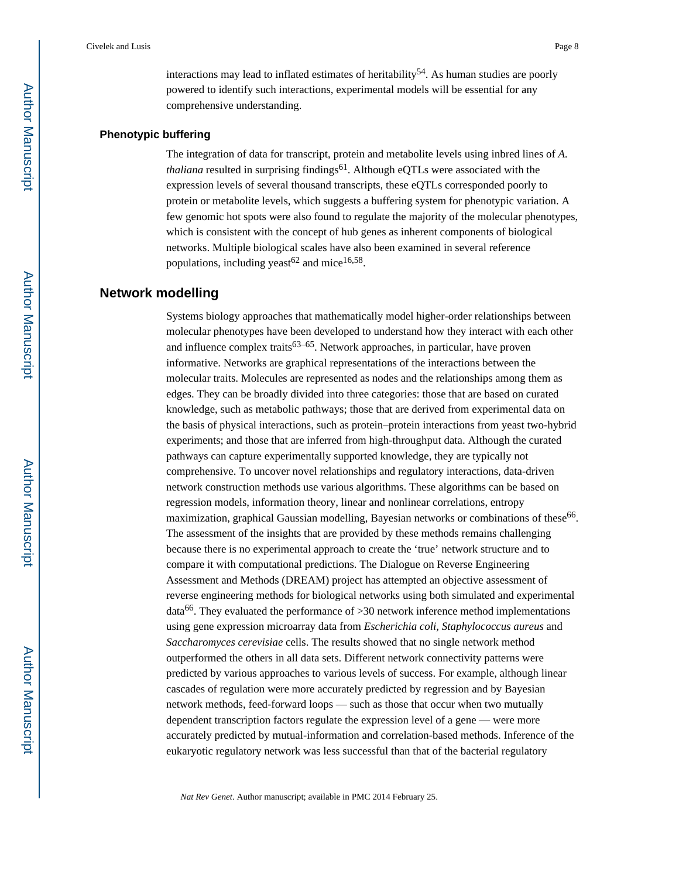interactions may lead to inflated estimates of heritability[54]. As human studies are poorly powered to identify such interactions, experimental models will be essential for any comprehensive understanding.

### Phenotypic buffering

The integration of data for transcript, protein and metabolite levels using inbred lines of *A. thaliana* resulted in surprising findings[61]. Although eQTLs were associated with the expression levels of several thousand transcripts, these eQTLs corresponded poorly to protein or metabolite levels, which suggests a buffering system for phenotypic variation. A few genomic hot spots were also found to regulate the majority of the molecular phenotypes, which is consistent with the concept of hub genes as inherent components of biological networks. Multiple biological scales have also been examined in several reference populations, including yeast[62] and mice[16,58].

## Network modelling

Systems biology approaches that mathematically model higher-order relationships between molecular phenotypes have been developed to understand how they interact with each other and influence complex traits[63–65]. Network approaches, in particular, have proven informative. Networks are graphical representations of the interactions between the molecular traits. Molecules are represented as nodes and the relationships among them as edges. They can be broadly divided into three categories: those that are based on curated knowledge, such as metabolic pathways; those that are derived from experimental data on the basis of physical interactions, such as protein–protein interactions from yeast two-hybrid experiments; and those that are inferred from high-throughput data. Although the curated pathways can capture experimentally supported knowledge, they are typically not comprehensive. To uncover novel relationships and regulatory interactions, data-driven network construction methods use various algorithms. These algorithms can be based on regression models, information theory, linear and nonlinear correlations, entropy maximization, graphical Gaussian modelling, Bayesian networks or combinations of these[66]. The assessment of the insights that are provided by these methods remains challenging because there is no experimental approach to create the 'true' network structure and to compare it with computational predictions. The Dialogue on Reverse Engineering Assessment and Methods (DREAM) project has attempted an objective assessment of reverse engineering methods for biological networks using both simulated and experimental data[66]. They evaluated the performance of >30 network inference method implementations using gene expression microarray data from *Escherichia coli, Staphylococcus aureus* and *Saccharomyces cerevisiae* cells. The results showed that no single network method outperformed the others in all data sets. Different network connectivity patterns were predicted by various approaches to various levels of success. For example, although linear cascades of regulation were more accurately predicted by regression and by Bayesian network methods, feed-forward loops — such as those that occur when two mutually dependent transcription factors regulate the expression level of a gene — were more accurately predicted by mutual-information and correlation-based methods. Inference of the eukaryotic regulatory network was less successful than that of the bacterial regulatory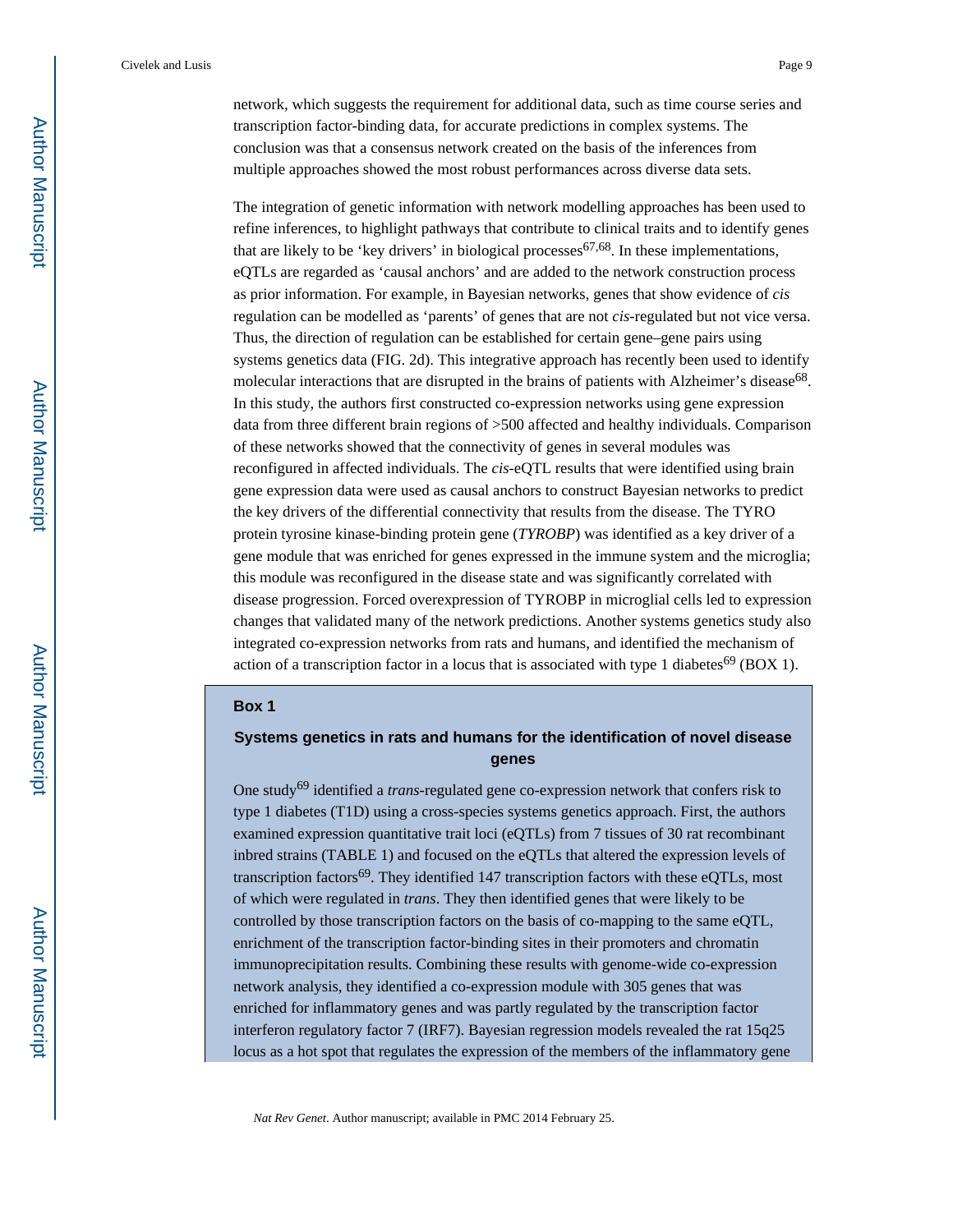network, which suggests the requirement for additional data, such as time course series and transcription factor-binding data, for accurate predictions in complex systems. The conclusion was that a consensus network created on the basis of the inferences from multiple approaches showed the most robust performances across diverse data sets.

The integration of genetic information with network modelling approaches has been used to refine inferences, to highlight pathways that contribute to clinical traits and to identify genes that are likely to be 'key drivers' in biological processes[67,68]. In these implementations, eQTLs are regarded as 'causal anchors' and are added to the network construction process as prior information. For example, in Bayesian networks, genes that show evidence of *cis* regulation can be modelled as 'parents' of genes that are not *cis*-regulated but not vice versa. Thus, the direction of regulation can be established for certain gene–gene pairs using systems genetics data (FIG. 2d). This integrative approach has recently been used to identify molecular interactions that are disrupted in the brains of patients with Alzheimer's disease[68]. In this study, the authors first constructed co-expression networks using gene expression data from three different brain regions of >500 affected and healthy individuals. Comparison of these networks showed that the connectivity of genes in several modules was reconfigured in affected individuals. The *cis*-eQTL results that were identified using brain gene expression data were used as causal anchors to construct Bayesian networks to predict the key drivers of the differential connectivity that results from the disease. The TYRO protein tyrosine kinase-binding protein gene (*TYROBP*) was identified as a key driver of a gene module that was enriched for genes expressed in the immune system and the microglia; this module was reconfigured in the disease state and was significantly correlated with disease progression. Forced overexpression of TYROBP in microglial cells led to expression changes that validated many of the network predictions. Another systems genetics study also integrated co-expression networks from rats and humans, and identified the mechanism of action of a transcription factor in a locus that is associated with type 1 diabetes[69] (BOX 1).

**Box 1**

**Systems genetics in rats and humans for the identification of novel disease genes**

One study[69] identified a *trans*-regulated gene co-expression network that confers risk to type 1 diabetes (T1D) using a cross-species systems genetics approach. First, the authors examined expression quantitative trait loci (eQTLs) from 7 tissues of 30 rat recombinant inbred strains (TABLE 1) and focused on the eQTLs that altered the expression levels of transcription factors[69]. They identified 147 transcription factors with these eQTLs, most of which were regulated in *trans*. They then identified genes that were likely to be controlled by those transcription factors on the basis of co-mapping to the same eQTL, enrichment of the transcription factor-binding sites in their promoters and chromatin immunoprecipitation results. Combining these results with genome-wide co-expression network analysis, they identified a co-expression module with 305 genes that was enriched for inflammatory genes and was partly regulated by the transcription factor interferon regulatory factor 7 (IRF7). Bayesian regression models revealed the rat 15q25 locus as a hot spot that regulates the expression of the members of the inflammatory gene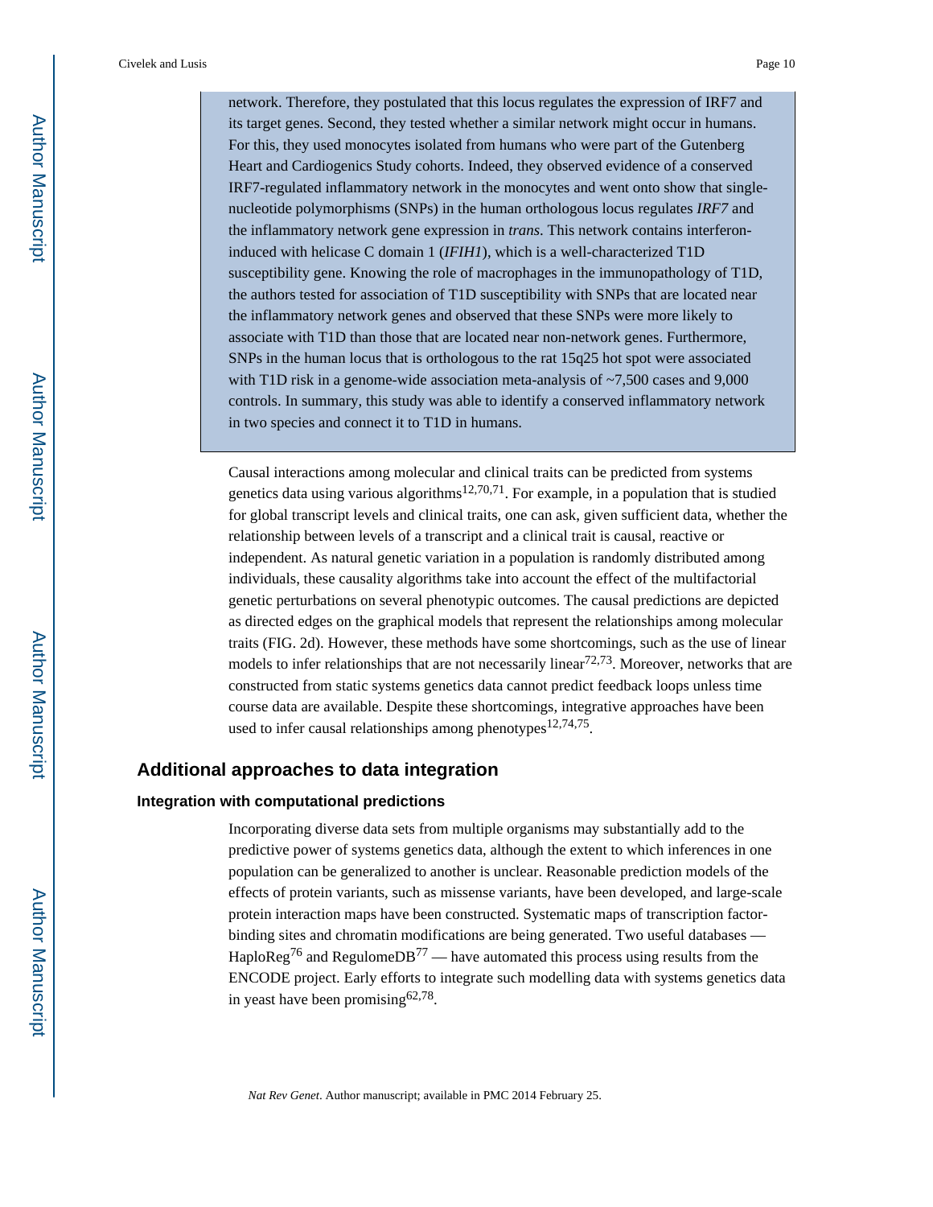network. Therefore, they postulated that this locus regulates the expression of IRF7 and its target genes. Second, they tested whether a similar network might occur in humans. For this, they used monocytes isolated from humans who were part of the Gutenberg Heart and Cardiogenics Study cohorts. Indeed, they observed evidence of a conserved IRF7-regulated inflammatory network in the monocytes and went onto show that single-nucleotide polymorphisms (SNPs) in the human orthologous locus regulates *IRF7* and the inflammatory network gene expression in *trans*. This network contains interferon-induced with helicase C domain 1 (*IFIH1*), which is a well-characterized T1D susceptibility gene. Knowing the role of macrophages in the immunopathology of T1D, the authors tested for association of T1D susceptibility with SNPs that are located near the inflammatory network genes and observed that these SNPs were more likely to associate with T1D than those that are located near non-network genes. Furthermore, SNPs in the human locus that is orthologous to the rat 15q25 hot spot were associated with T1D risk in a genome-wide association meta-analysis of ~7,500 cases and 9,000 controls. In summary, this study was able to identify a conserved inflammatory network in two species and connect it to T1D in humans.

Causal interactions among molecular and clinical traits can be predicted from systems genetics data using various algorithms[12,70,71]. For example, in a population that is studied for global transcript levels and clinical traits, one can ask, given sufficient data, whether the relationship between levels of a transcript and a clinical trait is causal, reactive or independent. As natural genetic variation in a population is randomly distributed among individuals, these causality algorithms take into account the effect of the multifactorial genetic perturbations on several phenotypic outcomes. The causal predictions are depicted as directed edges on the graphical models that represent the relationships among molecular traits (FIG. 2d). However, these methods have some shortcomings, such as the use of linear models to infer relationships that are not necessarily linear[72,73]. Moreover, networks that are constructed from static systems genetics data cannot predict feedback loops unless time course data are available. Despite these shortcomings, integrative approaches have been used to infer causal relationships among phenotypes[12,74,75].

## Additional approaches to data integration

### Integration with computational predictions

Incorporating diverse data sets from multiple organisms may substantially add to the predictive power of systems genetics data, although the extent to which inferences in one population can be generalized to another is unclear. Reasonable prediction models of the effects of protein variants, such as missense variants, have been developed, and large-scale protein interaction maps have been constructed. Systematic maps of transcription factor-binding sites and chromatin modifications are being generated. Two useful databases — HaploReg[76] and RegulomeDB[77] — have automated this process using results from the ENCODE project. Early efforts to integrate such modelling data with systems genetics data in yeast have been promising[62,78].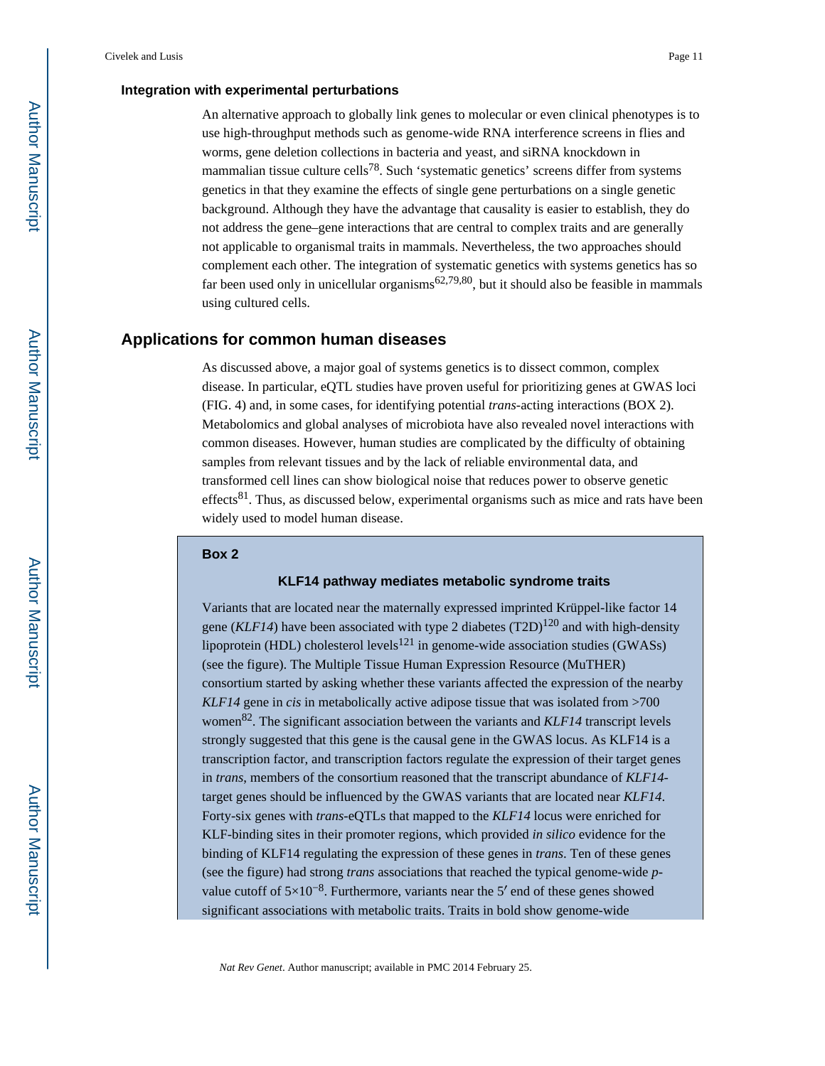### Integration with experimental perturbations

An alternative approach to globally link genes to molecular or even clinical phenotypes is to use high-throughput methods such as genome-wide RNA interference screens in flies and worms, gene deletion collections in bacteria and yeast, and siRNA knockdown in mammalian tissue culture cells[78]. Such 'systematic genetics' screens differ from systems genetics in that they examine the effects of single gene perturbations on a single genetic background. Although they have the advantage that causality is easier to establish, they do not address the gene–gene interactions that are central to complex traits and are generally not applicable to organismal traits in mammals. Nevertheless, the two approaches should complement each other. The integration of systematic genetics with systems genetics has so far been used only in unicellular organisms[62,79,80], but it should also be feasible in mammals using cultured cells.

## Applications for common human diseases

As discussed above, a major goal of systems genetics is to dissect common, complex disease. In particular, eQTL studies have proven useful for prioritizing genes at GWAS loci (FIG. 4) and, in some cases, for identifying potential *trans*-acting interactions (BOX 2). Metabolomics and global analyses of microbiota have also revealed novel interactions with common diseases. However, human studies are complicated by the difficulty of obtaining samples from relevant tissues and by the lack of reliable environmental data, and transformed cell lines can show biological noise that reduces power to observe genetic effects[81]. Thus, as discussed below, experimental organisms such as mice and rats have been widely used to model human disease.

### Box 2

#### KLF14 pathway mediates metabolic syndrome traits

Variants that are located near the maternally expressed imprinted Krüppel-like factor 14 gene (*KLF14*) have been associated with type 2 diabetes (T2D)[120] and with high-density lipoprotein (HDL) cholesterol levels[121] in genome-wide association studies (GWASs) (see the figure). The Multiple Tissue Human Expression Resource (MuTHER) consortium started by asking whether these variants affected the expression of the nearby *KLF14* gene in *cis* in metabolically active adipose tissue that was isolated from >700 women[82]. The significant association between the variants and *KLF14* transcript levels strongly suggested that this gene is the causal gene in the GWAS locus. As KLF14 is a transcription factor, and transcription factors regulate the expression of their target genes in *trans*, members of the consortium reasoned that the transcript abundance of *KLF14*-target genes should be influenced by the GWAS variants that are located near *KLF14*. Forty-six genes with *trans*-eQTLs that mapped to the *KLF14* locus were enriched for KLF-binding sites in their promoter regions, which provided *in silico* evidence for the binding of KLF14 regulating the expression of these genes in *trans*. Ten of these genes (see the figure) had strong *trans* associations that reached the typical genome-wide *p*-value cutoff of $5 \times 10^{-8}$. Furthermore, variants near the 5′ end of these genes showed significant associations with metabolic traits. Traits in bold show genome-wide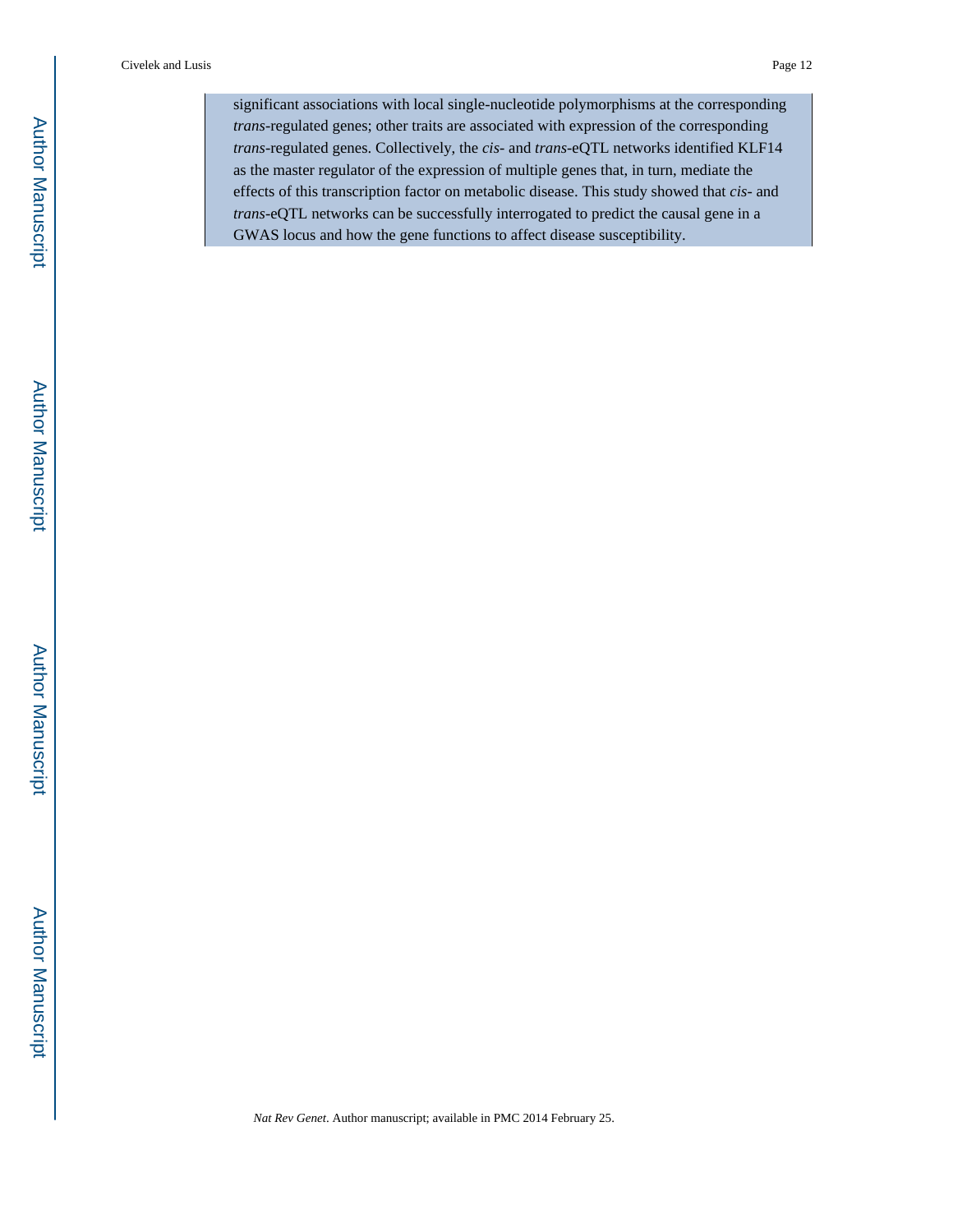significant associations with local single-nucleotide polymorphisms at the corresponding *trans*-regulated genes; other traits are associated with expression of the corresponding *trans*-regulated genes. Collectively, the *cis*- and *trans*-eQTL networks identified KLF14 as the master regulator of the expression of multiple genes that, in turn, mediate the effects of this transcription factor on metabolic disease. This study showed that *cis*- and *trans*-eQTL networks can be successfully interrogated to predict the causal gene in a GWAS locus and how the gene functions to affect disease susceptibility.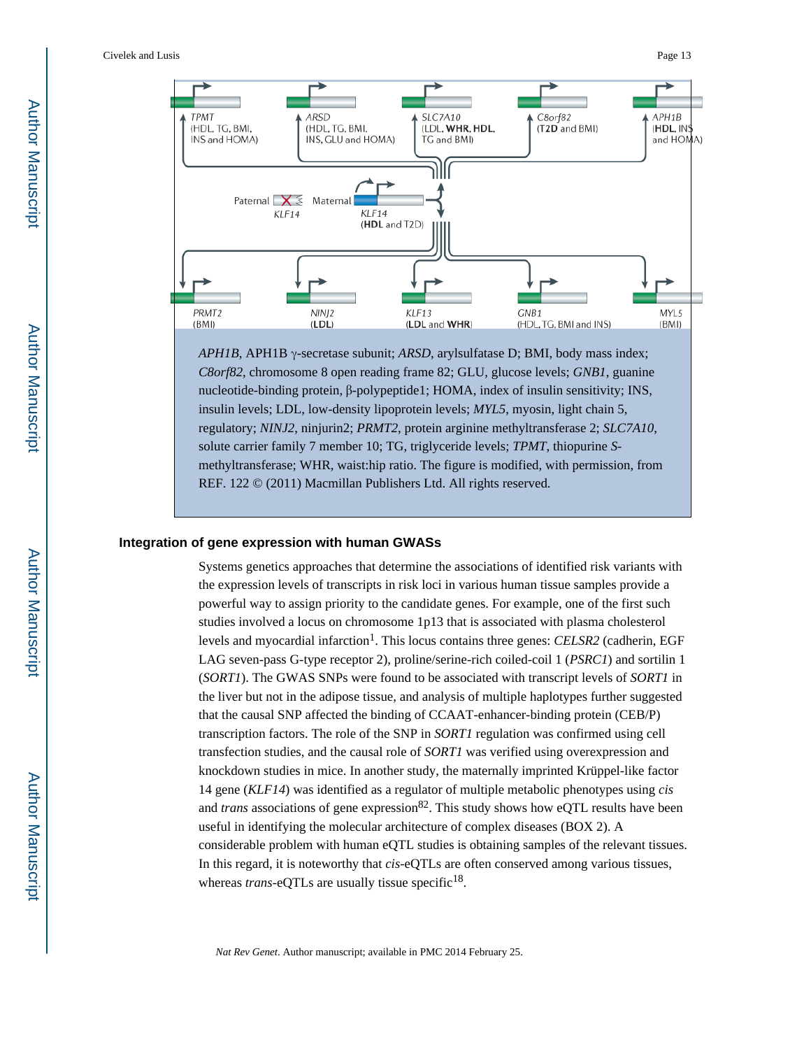TPMT (HDL, TG, BMI, INS and HOMA)

ARSD (HDL, TG, BMI, INS, GLU and HOMA)

SLC7A10 (LDL, **WHR**, **HDL**, TG and BMI)

C8orf82 (**T2D** and BMI)

APH1B (**HDL**, INS and HOMA)

Paternal KLF14

Maternal KLF14 (**HDL** and T2D)

PRMT2 (BMI)

NINJ2 (**LDL**)

KLF13 (**LDL** and **WHR**)

GNB1 (HDL, TG, BMI and INS)

MYL5 (BMI)

*APH1B*, APH1B γ-secretase subunit; *ARSD*, arylsulfatase D; BMI, body mass index; *C8orf82*, chromosome 8 open reading frame 82; GLU, glucose levels; *GNB1*, guanine nucleotide-binding protein, β-polypeptide1; HOMA, index of insulin sensitivity; INS, insulin levels; LDL, low-density lipoprotein levels; *MYL5*, myosin, light chain 5, regulatory; *NINJ2*, ninjurin2; *PRMT2*, protein arginine methyltransferase 2; *SLC7A10*, solute carrier family 7 member 10; TG, triglyceride levels; *TPMT*, thiopurine *S*-methyltransferase; WHR, waist:hip ratio. The figure is modified, with permission, from REF. 122 © (2011) Macmillan Publishers Ltd. All rights reserved.

### Integration of gene expression with human GWASs

Systems genetics approaches that determine the associations of identified risk variants with the expression levels of transcripts in risk loci in various human tissue samples provide a powerful way to assign priority to the candidate genes. For example, one of the first such studies involved a locus on chromosome 1p13 that is associated with plasma cholesterol levels and myocardial infarction[1]. This locus contains three genes: *CELSR2* (cadherin, EGF LAG seven-pass G-type receptor 2), proline/serine-rich coiled-coil 1 (*PSRC1*) and sortilin 1 (*SORT1*). The GWAS SNPs were found to be associated with transcript levels of *SORT1* in the liver but not in the adipose tissue, and analysis of multiple haplotypes further suggested that the causal SNP affected the binding of CCAAT-enhancer-binding protein (CEB/P) transcription factors. The role of the SNP in *SORT1* regulation was confirmed using cell transfection studies, and the causal role of *SORT1* was verified using overexpression and knockdown studies in mice. In another study, the maternally imprinted Krüppel-like factor 14 gene (*KLF14*) was identified as a regulator of multiple metabolic phenotypes using *cis* and *trans* associations of gene expression[82]. This study shows how eQTL results have been useful in identifying the molecular architecture of complex diseases (BOX 2). A considerable problem with human eQTL studies is obtaining samples of the relevant tissues. In this regard, it is noteworthy that *cis*-eQTLs are often conserved among various tissues, whereas *trans*-eQTLs are usually tissue specific[18].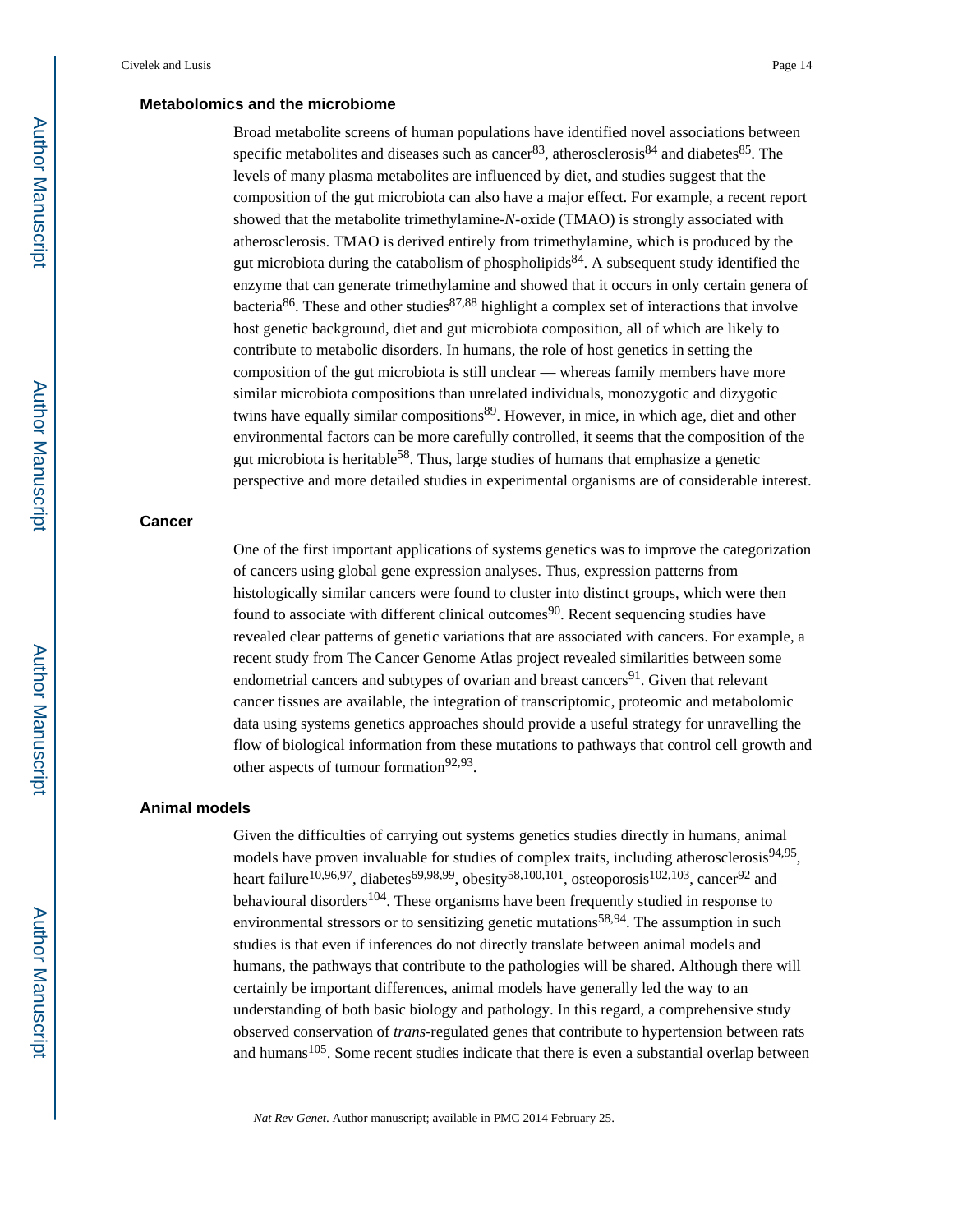### Metabolomics and the microbiome

Broad metabolite screens of human populations have identified novel associations between specific metabolites and diseases such as cancer[83], atherosclerosis[84] and diabetes[85]. The levels of many plasma metabolites are influenced by diet, and studies suggest that the composition of the gut microbiota can also have a major effect. For example, a recent report showed that the metabolite trimethylamine-*N*-oxide (TMAO) is strongly associated with atherosclerosis. TMAO is derived entirely from trimethylamine, which is produced by the gut microbiota during the catabolism of phospholipids[84]. A subsequent study identified the enzyme that can generate trimethylamine and showed that it occurs in only certain genera of bacteria[86]. These and other studies[87,88] highlight a complex set of interactions that involve host genetic background, diet and gut microbiota composition, all of which are likely to contribute to metabolic disorders. In humans, the role of host genetics in setting the composition of the gut microbiota is still unclear — whereas family members have more similar microbiota compositions than unrelated individuals, monozygotic and dizygotic twins have equally similar compositions[89]. However, in mice, in which age, diet and other environmental factors can be more carefully controlled, it seems that the composition of the gut microbiota is heritable[58]. Thus, large studies of humans that emphasize a genetic perspective and more detailed studies in experimental organisms are of considerable interest.

### Cancer

One of the first important applications of systems genetics was to improve the categorization of cancers using global gene expression analyses. Thus, expression patterns from histologically similar cancers were found to cluster into distinct groups, which were then found to associate with different clinical outcomes[90]. Recent sequencing studies have revealed clear patterns of genetic variations that are associated with cancers. For example, a recent study from The Cancer Genome Atlas project revealed similarities between some endometrial cancers and subtypes of ovarian and breast cancers[91]. Given that relevant cancer tissues are available, the integration of transcriptomic, proteomic and metabolomic data using systems genetics approaches should provide a useful strategy for unravelling the flow of biological information from these mutations to pathways that control cell growth and other aspects of tumour formation[92,93].

### Animal models

Given the difficulties of carrying out systems genetics studies directly in humans, animal models have proven invaluable for studies of complex traits, including atherosclerosis[94,95], heart failure[10,96,97], diabetes[69,98,99], obesity[58,100,101], osteoporosis[102,103], cancer[92] and behavioural disorders[104]. These organisms have been frequently studied in response to environmental stressors or to sensitizing genetic mutations[58,94]. The assumption in such studies is that even if inferences do not directly translate between animal models and humans, the pathways that contribute to the pathologies will be shared. Although there will certainly be important differences, animal models have generally led the way to an understanding of both basic biology and pathology. In this regard, a comprehensive study observed conservation of *trans*-regulated genes that contribute to hypertension between rats and humans[105]. Some recent studies indicate that there is even a substantial overlap between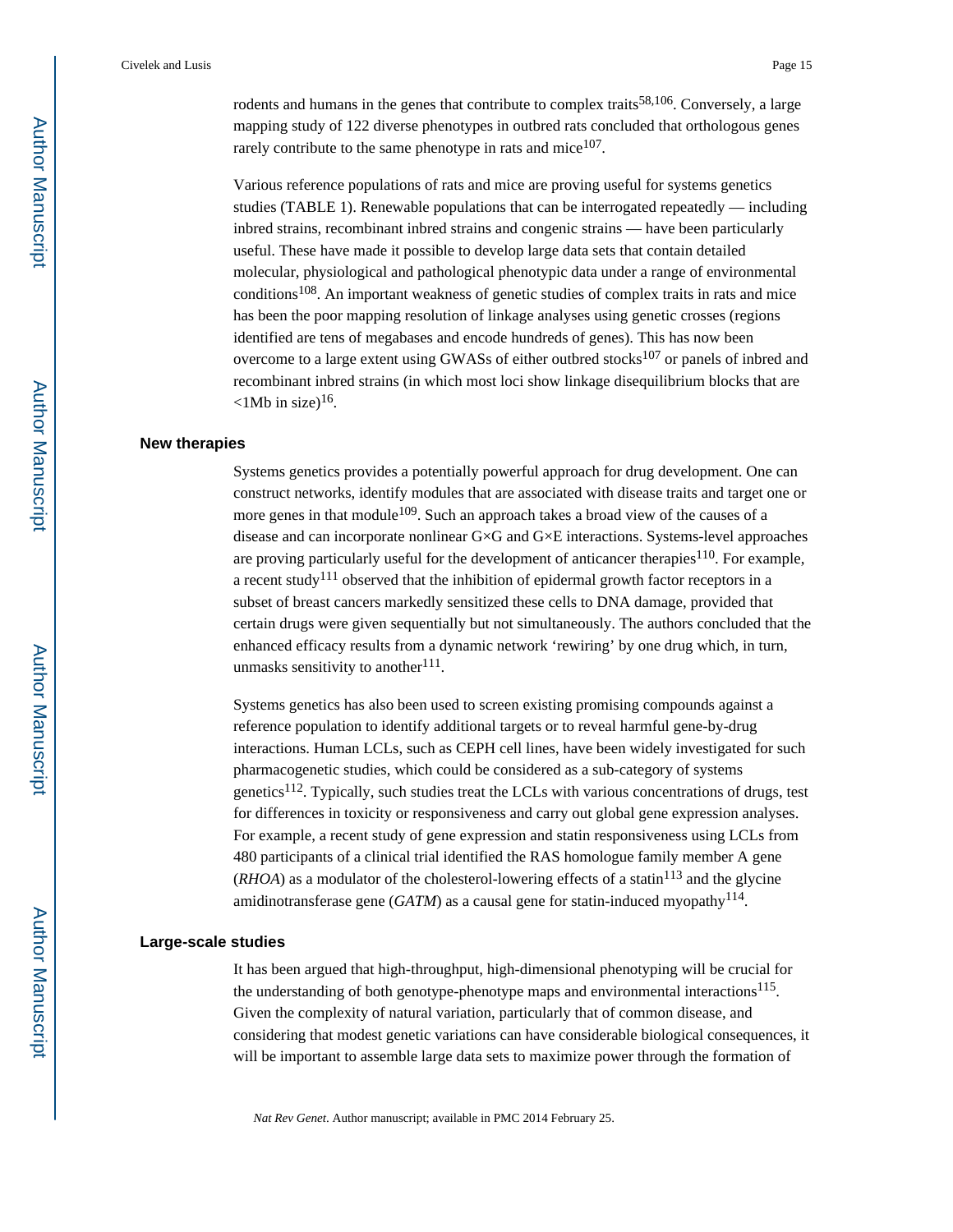rodents and humans in the genes that contribute to complex traits[58,106]. Conversely, a large mapping study of 122 diverse phenotypes in outbred rats concluded that orthologous genes rarely contribute to the same phenotype in rats and mice[107].

Various reference populations of rats and mice are proving useful for systems genetics studies (TABLE 1). Renewable populations that can be interrogated repeatedly — including inbred strains, recombinant inbred strains and congenic strains — have been particularly useful. These have made it possible to develop large data sets that contain detailed molecular, physiological and pathological phenotypic data under a range of environmental conditions[108]. An important weakness of genetic studies of complex traits in rats and mice has been the poor mapping resolution of linkage analyses using genetic crosses (regions identified are tens of megabases and encode hundreds of genes). This has now been overcome to a large extent using GWASs of either outbred stocks[107] or panels of inbred and recombinant inbred strains (in which most loci show linkage disequilibrium blocks that are <1Mb in size)[16].

## New therapies

Systems genetics provides a potentially powerful approach for drug development. One can construct networks, identify modules that are associated with disease traits and target one or more genes in that module[109]. Such an approach takes a broad view of the causes of a disease and can incorporate nonlinear G×G and G×E interactions. Systems-level approaches are proving particularly useful for the development of anticancer therapies[110]. For example, a recent study[111] observed that the inhibition of epidermal growth factor receptors in a subset of breast cancers markedly sensitized these cells to DNA damage, provided that certain drugs were given sequentially but not simultaneously. The authors concluded that the enhanced efficacy results from a dynamic network 'rewiring' by one drug which, in turn, unmasks sensitivity to another[111].

Systems genetics has also been used to screen existing promising compounds against a reference population to identify additional targets or to reveal harmful gene-by-drug interactions. Human LCLs, such as CEPH cell lines, have been widely investigated for such pharmacogenetic studies, which could be considered as a sub-category of systems genetics[112]. Typically, such studies treat the LCLs with various concentrations of drugs, test for differences in toxicity or responsiveness and carry out global gene expression analyses. For example, a recent study of gene expression and statin responsiveness using LCLs from 480 participants of a clinical trial identified the RAS homologue family member A gene (*RHOA*) as a modulator of the cholesterol-lowering effects of a statin[113] and the glycine amidinotransferase gene (*GATM*) as a causal gene for statin-induced myopathy[114].

## Large-scale studies

It has been argued that high-throughput, high-dimensional phenotyping will be crucial for the understanding of both genotype-phenotype maps and environmental interactions[115]. Given the complexity of natural variation, particularly that of common disease, and considering that modest genetic variations can have considerable biological consequences, it will be important to assemble large data sets to maximize power through the formation of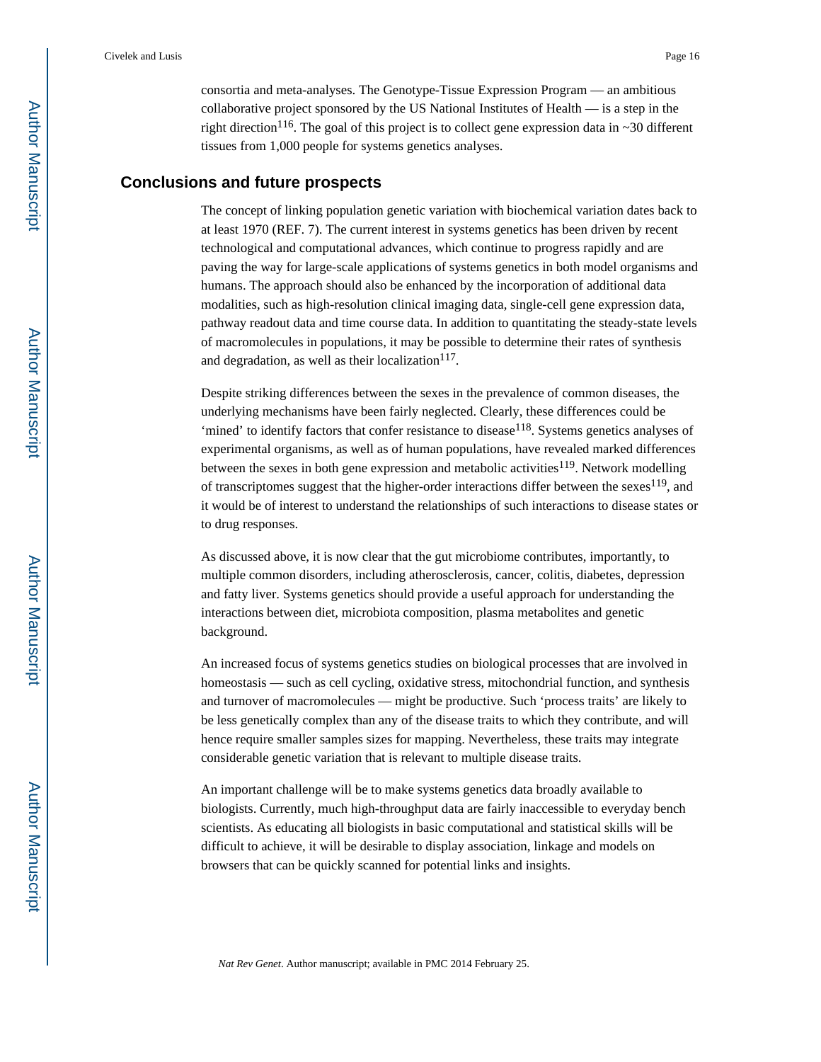consortia and meta-analyses. The Genotype-Tissue Expression Program — an ambitious collaborative project sponsored by the US National Institutes of Health — is a step in the right direction[116]. The goal of this project is to collect gene expression data in ~30 different tissues from 1,000 people for systems genetics analyses.

## Conclusions and future prospects

The concept of linking population genetic variation with biochemical variation dates back to at least 1970 (REF. 7). The current interest in systems genetics has been driven by recent technological and computational advances, which continue to progress rapidly and are paving the way for large-scale applications of systems genetics in both model organisms and humans. The approach should also be enhanced by the incorporation of additional data modalities, such as high-resolution clinical imaging data, single-cell gene expression data, pathway readout data and time course data. In addition to quantitating the steady-state levels of macromolecules in populations, it may be possible to determine their rates of synthesis and degradation, as well as their localization[117].

Despite striking differences between the sexes in the prevalence of common diseases, the underlying mechanisms have been fairly neglected. Clearly, these differences could be 'mined' to identify factors that confer resistance to disease[118]. Systems genetics analyses of experimental organisms, as well as of human populations, have revealed marked differences between the sexes in both gene expression and metabolic activities[119]. Network modelling of transcriptomes suggest that the higher-order interactions differ between the sexes[119], and it would be of interest to understand the relationships of such interactions to disease states or to drug responses.

As discussed above, it is now clear that the gut microbiome contributes, importantly, to multiple common disorders, including atherosclerosis, cancer, colitis, diabetes, depression and fatty liver. Systems genetics should provide a useful approach for understanding the interactions between diet, microbiota composition, plasma metabolites and genetic background.

An increased focus of systems genetics studies on biological processes that are involved in homeostasis — such as cell cycling, oxidative stress, mitochondrial function, and synthesis and turnover of macromolecules — might be productive. Such 'process traits' are likely to be less genetically complex than any of the disease traits to which they contribute, and will hence require smaller samples sizes for mapping. Nevertheless, these traits may integrate considerable genetic variation that is relevant to multiple disease traits.

An important challenge will be to make systems genetics data broadly available to biologists. Currently, much high-throughput data are fairly inaccessible to everyday bench scientists. As educating all biologists in basic computational and statistical skills will be difficult to achieve, it will be desirable to display association, linkage and models on browsers that can be quickly scanned for potential links and insights.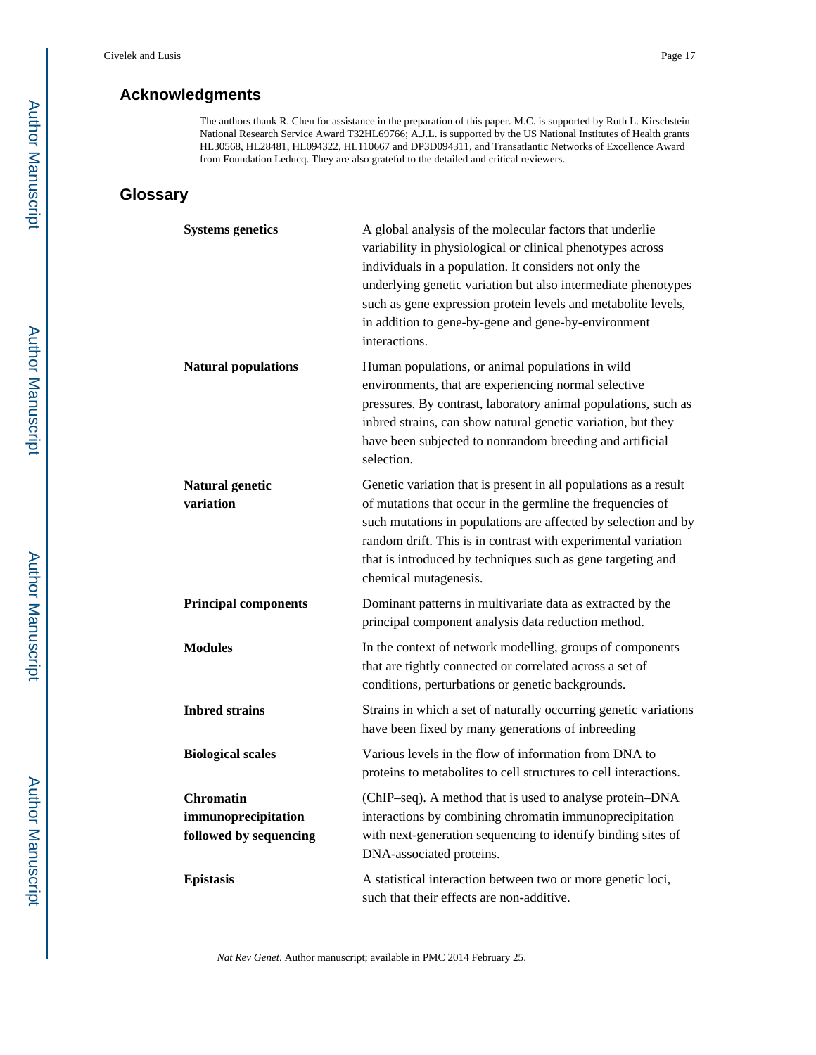## Acknowledgments

The authors thank R. Chen for assistance in the preparation of this paper. M.C. is supported by Ruth L. Kirschstein National Research Service Award T32HL69766; A.J.L. is supported by the US National Institutes of Health grants HL30568, HL28481, HL094322, HL110667 and DP3D094311, and Transatlantic Networks of Excellence Award from Foundation Leducq. They are also grateful to the detailed and critical reviewers.

## Glossary

**Systems genetics**
A global analysis of the molecular factors that underlie variability in physiological or clinical phenotypes across individuals in a population. It considers not only the underlying genetic variation but also intermediate phenotypes such as gene expression protein levels and metabolite levels, in addition to gene-by-gene and gene-by-environment interactions.

**Natural populations**
Human populations, or animal populations in wild environments, that are experiencing normal selective pressures. By contrast, laboratory animal populations, such as inbred strains, can show natural genetic variation, but they have been subjected to nonrandom breeding and artificial selection.

**Natural genetic variation**
Genetic variation that is present in all populations as a result of mutations that occur in the germline the frequencies of such mutations in populations are affected by selection and by random drift. This is in contrast with experimental variation that is introduced by techniques such as gene targeting and chemical mutagenesis.

**Principal components**
Dominant patterns in multivariate data as extracted by the principal component analysis data reduction method.

**Modules**
In the context of network modelling, groups of components that are tightly connected or correlated across a set of conditions, perturbations or genetic backgrounds.

**Inbred strains**
Strains in which a set of naturally occurring genetic variations have been fixed by many generations of inbreeding

**Biological scales**
Various levels in the flow of information from DNA to proteins to metabolites to cell structures to cell interactions.

**Chromatin immunoprecipitation followed by sequencing**
(ChIP–seq). A method that is used to analyse protein–DNA interactions by combining chromatin immunoprecipitation with next-generation sequencing to identify binding sites of DNA-associated proteins.

**Epistasis**
A statistical interaction between two or more genetic loci, such that their effects are non-additive.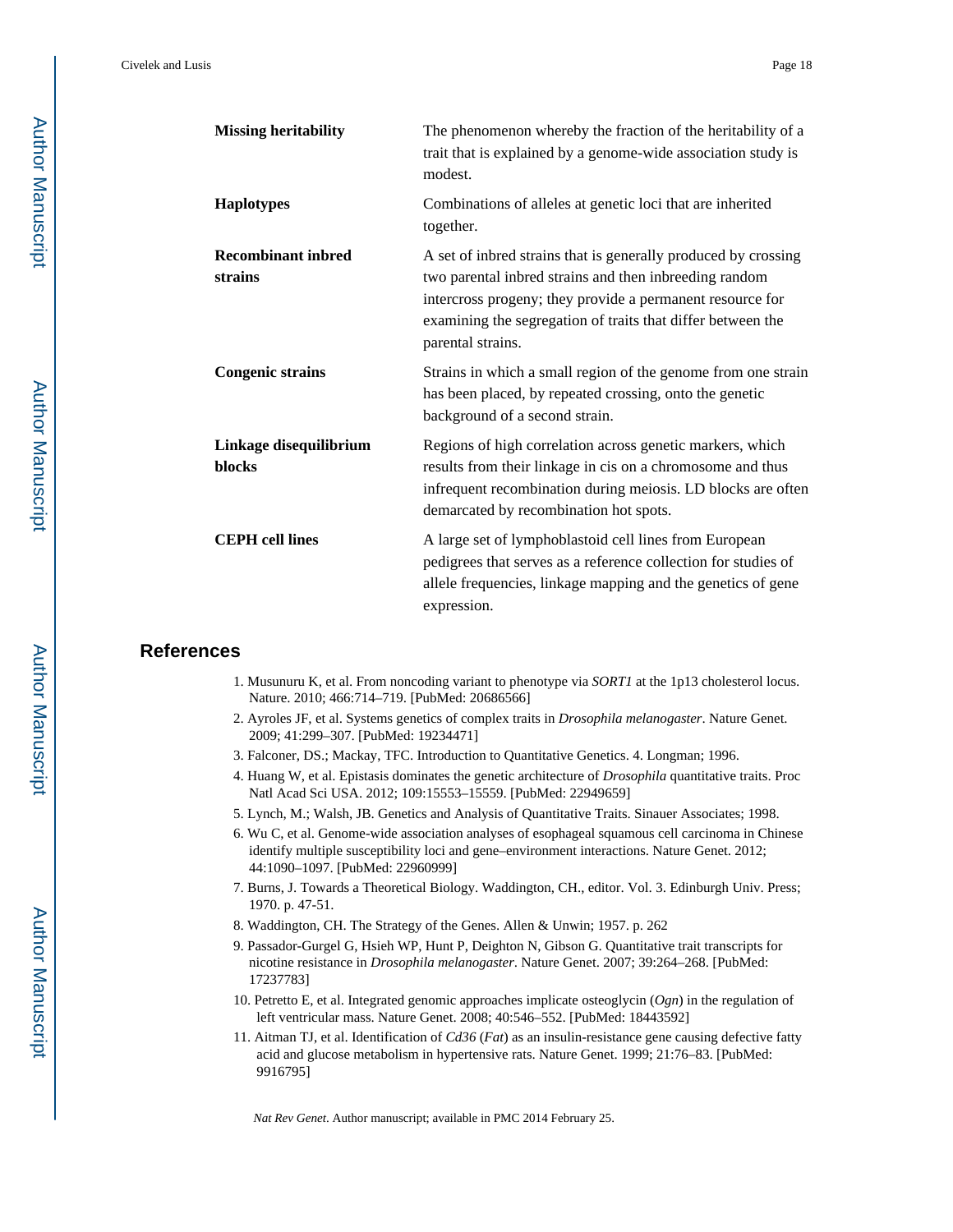| | |
|---|---|
| **Missing heritability** | The phenomenon whereby the fraction of the heritability of a trait that is explained by a genome-wide association study is modest. |
| **Haplotypes** | Combinations of alleles at genetic loci that are inherited together. |
| **Recombinant inbred strains** | A set of inbred strains that is generally produced by crossing two parental inbred strains and then inbreeding random intercross progeny; they provide a permanent resource for examining the segregation of traits that differ between the parental strains. |
| **Congenic strains** | Strains in which a small region of the genome from one strain has been placed, by repeated crossing, onto the genetic background of a second strain. |
| **Linkage disequilibrium blocks** | Regions of high correlation across genetic markers, which results from their linkage in cis on a chromosome and thus infrequent recombination during meiosis. LD blocks are often demarcated by recombination hot spots. |
| **CEPH cell lines** | A large set of lymphoblastoid cell lines from European pedigrees that serves as a reference collection for studies of allele frequencies, linkage mapping and the genetics of gene expression. |

## References

1. Musunuru K, et al. From noncoding variant to phenotype via *SORT1* at the 1p13 cholesterol locus. Nature. 2010; 466:714–719. [PubMed: 20686566]
2. Ayroles JF, et al. Systems genetics of complex traits in *Drosophila melanogaster*. Nature Genet. 2009; 41:299–307. [PubMed: 19234471]
3. Falconer, DS.; Mackay, TFC. Introduction to Quantitative Genetics. 4. Longman; 1996.
4. Huang W, et al. Epistasis dominates the genetic architecture of *Drosophila* quantitative traits. Proc Natl Acad Sci USA. 2012; 109:15553–15559. [PubMed: 22949659]
5. Lynch, M.; Walsh, JB. Genetics and Analysis of Quantitative Traits. Sinauer Associates; 1998.
6. Wu C, et al. Genome-wide association analyses of esophageal squamous cell carcinoma in Chinese identify multiple susceptibility loci and gene–environment interactions. Nature Genet. 2012; 44:1090–1097. [PubMed: 22960999]
7. Burns, J. Towards a Theoretical Biology. Waddington, CH., editor. Vol. 3. Edinburgh Univ. Press; 1970. p. 47-51.
8. Waddington, CH. The Strategy of the Genes. Allen & Unwin; 1957. p. 262
9. Passador-Gurgel G, Hsieh WP, Hunt P, Deighton N, Gibson G. Quantitative trait transcripts for nicotine resistance in *Drosophila melanogaster*. Nature Genet. 2007; 39:264–268. [PubMed: 17237783]
10. Petretto E, et al. Integrated genomic approaches implicate osteoglycin (*Ogn*) in the regulation of left ventricular mass. Nature Genet. 2008; 40:546–552. [PubMed: 18443592]
11. Aitman TJ, et al. Identification of *Cd36* (*Fat*) as an insulin-resistance gene causing defective fatty acid and glucose metabolism in hypertensive rats. Nature Genet. 1999; 21:76–83. [PubMed: 9916795]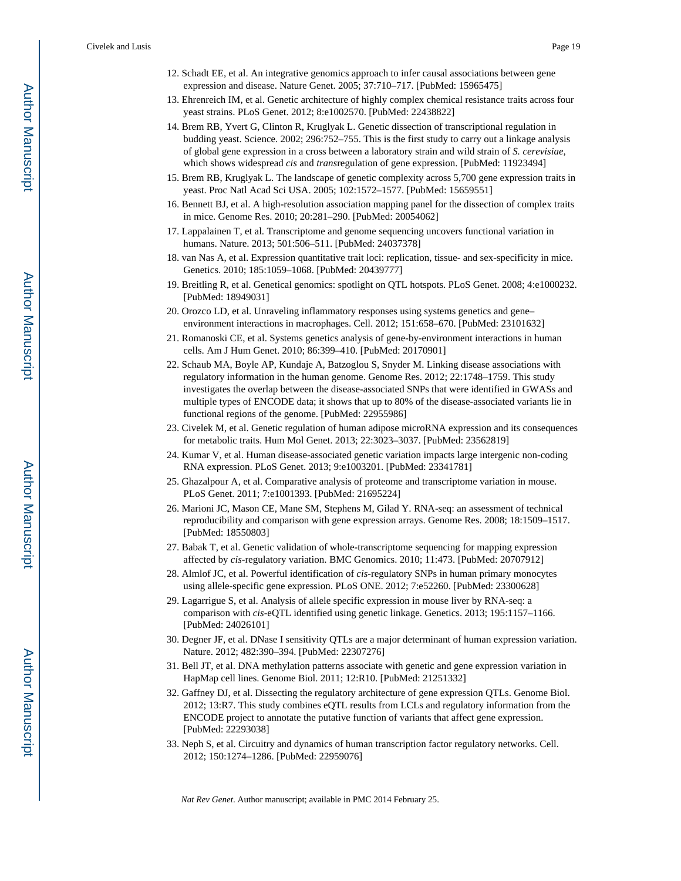12. Schadt EE, et al. An integrative genomics approach to infer causal associations between gene expression and disease. Nature Genet. 2005; 37:710–717. [PubMed: 15965475]
13. Ehrenreich IM, et al. Genetic architecture of highly complex chemical resistance traits across four yeast strains. PLoS Genet. 2012; 8:e1002570. [PubMed: 22438822]
14. Brem RB, Yvert G, Clinton R, Kruglyak L. Genetic dissection of transcriptional regulation in budding yeast. Science. 2002; 296:752–755. This is the first study to carry out a linkage analysis of global gene expression in a cross between a laboratory strain and wild strain of *S. cerevisiae*, which shows widespread *cis* and *trans*regulation of gene expression. [PubMed: 11923494]
15. Brem RB, Kruglyak L. The landscape of genetic complexity across 5,700 gene expression traits in yeast. Proc Natl Acad Sci USA. 2005; 102:1572–1577. [PubMed: 15659551]
16. Bennett BJ, et al. A high-resolution association mapping panel for the dissection of complex traits in mice. Genome Res. 2010; 20:281–290. [PubMed: 20054062]
17. Lappalainen T, et al. Transcriptome and genome sequencing uncovers functional variation in humans. Nature. 2013; 501:506–511. [PubMed: 24037378]
18. van Nas A, et al. Expression quantitative trait loci: replication, tissue- and sex-specificity in mice. Genetics. 2010; 185:1059–1068. [PubMed: 20439777]
19. Breitling R, et al. Genetical genomics: spotlight on QTL hotspots. PLoS Genet. 2008; 4:e1000232. [PubMed: 18949031]
20. Orozco LD, et al. Unraveling inflammatory responses using systems genetics and gene–environment interactions in macrophages. Cell. 2012; 151:658–670. [PubMed: 23101632]
21. Romanoski CE, et al. Systems genetics analysis of gene-by-environment interactions in human cells. Am J Hum Genet. 2010; 86:399–410. [PubMed: 20170901]
22. Schaub MA, Boyle AP, Kundaje A, Batzoglou S, Snyder M. Linking disease associations with regulatory information in the human genome. Genome Res. 2012; 22:1748–1759. This study investigates the overlap between the disease-associated SNPs that were identified in GWASs and multiple types of ENCODE data; it shows that up to 80% of the disease-associated variants lie in functional regions of the genome. [PubMed: 22955986]
23. Civelek M, et al. Genetic regulation of human adipose microRNA expression and its consequences for metabolic traits. Hum Mol Genet. 2013; 22:3023–3037. [PubMed: 23562819]
24. Kumar V, et al. Human disease-associated genetic variation impacts large intergenic non-coding RNA expression. PLoS Genet. 2013; 9:e1003201. [PubMed: 23341781]
25. Ghazalpour A, et al. Comparative analysis of proteome and transcriptome variation in mouse. PLoS Genet. 2011; 7:e1001393. [PubMed: 21695224]
26. Marioni JC, Mason CE, Mane SM, Stephens M, Gilad Y. RNA-seq: an assessment of technical reproducibility and comparison with gene expression arrays. Genome Res. 2008; 18:1509–1517. [PubMed: 18550803]
27. Babak T, et al. Genetic validation of whole-transcriptome sequencing for mapping expression affected by *cis*-regulatory variation. BMC Genomics. 2010; 11:473. [PubMed: 20707912]
28. Almlof JC, et al. Powerful identification of *cis*-regulatory SNPs in human primary monocytes using allele-specific gene expression. PLoS ONE. 2012; 7:e52260. [PubMed: 23300628]
29. Lagarrigue S, et al. Analysis of allele specific expression in mouse liver by RNA-seq: a comparison with *cis*-eQTL identified using genetic linkage. Genetics. 2013; 195:1157–1166. [PubMed: 24026101]
30. Degner JF, et al. DNase I sensitivity QTLs are a major determinant of human expression variation. Nature. 2012; 482:390–394. [PubMed: 22307276]
31. Bell JT, et al. DNA methylation patterns associate with genetic and gene expression variation in HapMap cell lines. Genome Biol. 2011; 12:R10. [PubMed: 21251332]
32. Gaffney DJ, et al. Dissecting the regulatory architecture of gene expression QTLs. Genome Biol. 2012; 13:R7. This study combines eQTL results from LCLs and regulatory information from the ENCODE project to annotate the putative function of variants that affect gene expression. [PubMed: 22293038]
33. Neph S, et al. Circuitry and dynamics of human transcription factor regulatory networks. Cell. 2012; 150:1274–1286. [PubMed: 22959076]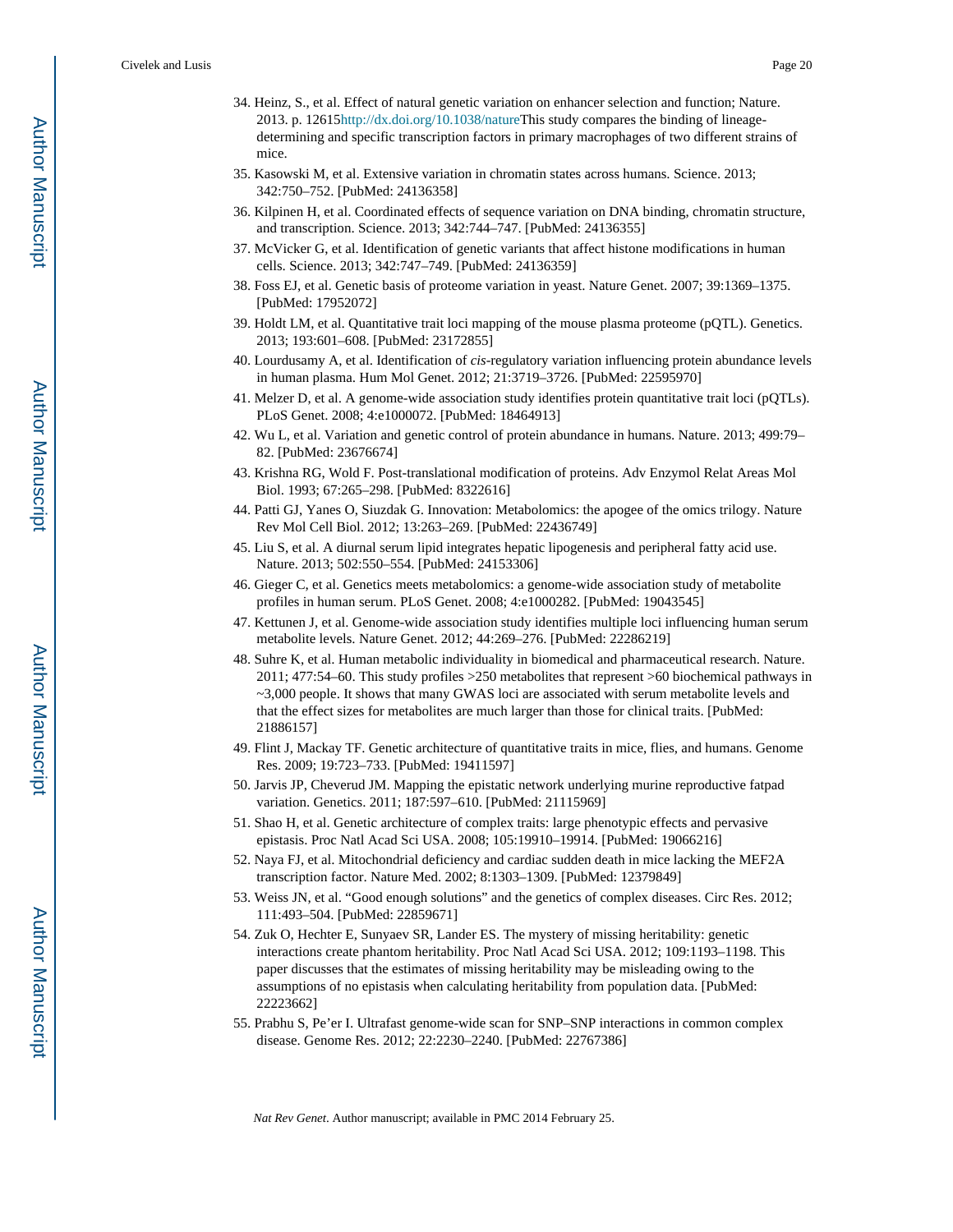34. Heinz, S., et al. Effect of natural genetic variation on enhancer selection and function; Nature. 2013. p. 12615http://dx.doi.org/10.1038/natureThis study compares the binding of lineage-determining and specific transcription factors in primary macrophages of two different strains of mice.
35. Kasowski M, et al. Extensive variation in chromatin states across humans. Science. 2013; 342:750–752. [PubMed: 24136358]
36. Kilpinen H, et al. Coordinated effects of sequence variation on DNA binding, chromatin structure, and transcription. Science. 2013; 342:744–747. [PubMed: 24136355]
37. McVicker G, et al. Identification of genetic variants that affect histone modifications in human cells. Science. 2013; 342:747–749. [PubMed: 24136359]
38. Foss EJ, et al. Genetic basis of proteome variation in yeast. Nature Genet. 2007; 39:1369–1375. [PubMed: 17952072]
39. Holdt LM, et al. Quantitative trait loci mapping of the mouse plasma proteome (pQTL). Genetics. 2013; 193:601–608. [PubMed: 23172855]
40. Lourdusamy A, et al. Identification of *cis*-regulatory variation influencing protein abundance levels in human plasma. Hum Mol Genet. 2012; 21:3719–3726. [PubMed: 22595970]
41. Melzer D, et al. A genome-wide association study identifies protein quantitative trait loci (pQTLs). PLoS Genet. 2008; 4:e1000072. [PubMed: 18464913]
42. Wu L, et al. Variation and genetic control of protein abundance in humans. Nature. 2013; 499:79–82. [PubMed: 23676674]
43. Krishna RG, Wold F. Post-translational modification of proteins. Adv Enzymol Relat Areas Mol Biol. 1993; 67:265–298. [PubMed: 8322616]
44. Patti GJ, Yanes O, Siuzdak G. Innovation: Metabolomics: the apogee of the omics trilogy. Nature Rev Mol Cell Biol. 2012; 13:263–269. [PubMed: 22436749]
45. Liu S, et al. A diurnal serum lipid integrates hepatic lipogenesis and peripheral fatty acid use. Nature. 2013; 502:550–554. [PubMed: 24153306]
46. Gieger C, et al. Genetics meets metabolomics: a genome-wide association study of metabolite profiles in human serum. PLoS Genet. 2008; 4:e1000282. [PubMed: 19043545]
47. Kettunen J, et al. Genome-wide association study identifies multiple loci influencing human serum metabolite levels. Nature Genet. 2012; 44:269–276. [PubMed: 22286219]
48. Suhre K, et al. Human metabolic individuality in biomedical and pharmaceutical research. Nature. 2011; 477:54–60. This study profiles >250 metabolites that represent >60 biochemical pathways in ~3,000 people. It shows that many GWAS loci are associated with serum metabolite levels and that the effect sizes for metabolites are much larger than those for clinical traits. [PubMed: 21886157]
49. Flint J, Mackay TF. Genetic architecture of quantitative traits in mice, flies, and humans. Genome Res. 2009; 19:723–733. [PubMed: 19411597]
50. Jarvis JP, Cheverud JM. Mapping the epistatic network underlying murine reproductive fatpad variation. Genetics. 2011; 187:597–610. [PubMed: 21115969]
51. Shao H, et al. Genetic architecture of complex traits: large phenotypic effects and pervasive epistasis. Proc Natl Acad Sci USA. 2008; 105:19910–19914. [PubMed: 19066216]
52. Naya FJ, et al. Mitochondrial deficiency and cardiac sudden death in mice lacking the MEF2A transcription factor. Nature Med. 2002; 8:1303–1309. [PubMed: 12379849]
53. Weiss JN, et al. "Good enough solutions" and the genetics of complex diseases. Circ Res. 2012; 111:493–504. [PubMed: 22859671]
54. Zuk O, Hechter E, Sunyaev SR, Lander ES. The mystery of missing heritability: genetic interactions create phantom heritability. Proc Natl Acad Sci USA. 2012; 109:1193–1198. This paper discusses that the estimates of missing heritability may be misleading owing to the assumptions of no epistasis when calculating heritability from population data. [PubMed: 22223662]
55. Prabhu S, Pe'er I. Ultrafast genome-wide scan for SNP–SNP interactions in common complex disease. Genome Res. 2012; 22:2230–2240. [PubMed: 22767386]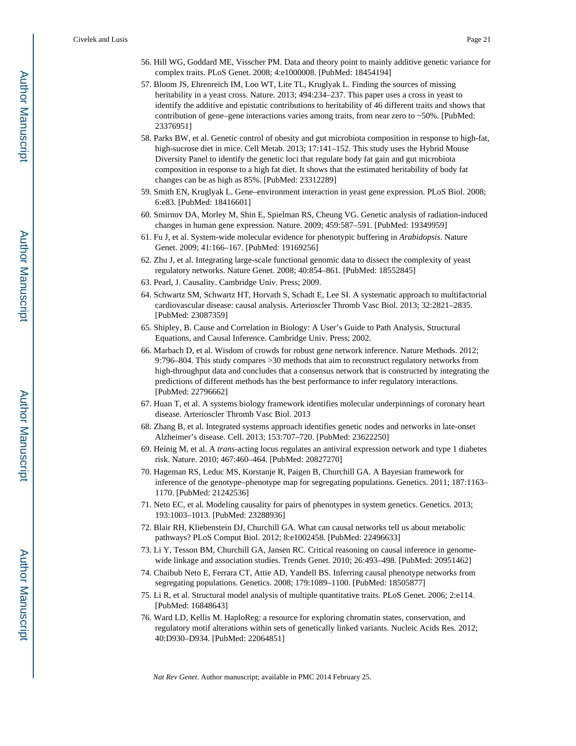56. Hill WG, Goddard ME, Visscher PM. Data and theory point to mainly additive genetic variance for complex traits. PLoS Genet. 2008; 4:e1000008. [PubMed: 18454194]
57. Bloom JS, Ehrenreich IM, Loo WT, Lite TL, Kruglyak L. Finding the sources of missing heritability in a yeast cross. Nature. 2013; 494:234–237. This paper uses a cross in yeast to identify the additive and epistatic contributions to heritability of 46 different traits and shows that contribution of gene–gene interactions varies among traits, from near zero to ~50%. [PubMed: 23376951]
58. Parks BW, et al. Genetic control of obesity and gut microbiota composition in response to high-fat, high-sucrose diet in mice. Cell Metab. 2013; 17:141–152. This study uses the Hybrid Mouse Diversity Panel to identify the genetic loci that regulate body fat gain and gut microbiota composition in response to a high fat diet. It shows that the estimated heritability of body fat changes can be as high as 85%. [PubMed: 23312289]
59. Smith EN, Kruglyak L. Gene–environment interaction in yeast gene expression. PLoS Biol. 2008; 6:e83. [PubMed: 18416601]
60. Smirnov DA, Morley M, Shin E, Spielman RS, Cheung VG. Genetic analysis of radiation-induced changes in human gene expression. Nature. 2009; 459:587–591. [PubMed: 19349959]
61. Fu J, et al. System-wide molecular evidence for phenotypic buffering in *Arabidopsis*. Nature Genet. 2009; 41:166–167. [PubMed: 19169256]
62. Zhu J, et al. Integrating large-scale functional genomic data to dissect the complexity of yeast regulatory networks. Nature Genet. 2008; 40:854–861. [PubMed: 18552845]
63. Pearl, J. Causality. Cambridge Univ. Press; 2009.
64. Schwartz SM, Schwartz HT, Horvath S, Schadt E, Lee SI. A systematic approach to multifactorial cardiovascular disease: causal analysis. Arterioscler Thromb Vasc Biol. 2013; 32:2821–2835. [PubMed: 23087359]
65. Shipley, B. Cause and Correlation in Biology: A User's Guide to Path Analysis, Structural Equations, and Causal Inference. Cambridge Univ. Press; 2002.
66. Marbach D, et al. Wisdom of crowds for robust gene network inference. Nature Methods. 2012; 9:796–804. This study compares >30 methods that aim to reconstruct regulatory networks from high-throughput data and concludes that a consensus network that is constructed by integrating the predictions of different methods has the best performance to infer regulatory interactions. [PubMed: 22796662]
67. Huan T, et al. A systems biology framework identifies molecular underpinnings of coronary heart disease. Arterioscler Thromb Vasc Biol. 2013
68. Zhang B, et al. Integrated systems approach identifies genetic nodes and networks in late-onset Alzheimer's disease. Cell. 2013; 153:707–720. [PubMed: 23622250]
69. Heinig M, et al. A *trans*-acting locus regulates an antiviral expression network and type 1 diabetes risk. Nature. 2010; 467:460–464. [PubMed: 20827270]
70. Hageman RS, Leduc MS, Korstanje R, Paigen B, Churchill GA. A Bayesian framework for inference of the genotype–phenotype map for segregating populations. Genetics. 2011; 187:1163–1170. [PubMed: 21242536]
71. Neto EC, et al. Modeling causality for pairs of phenotypes in system genetics. Genetics. 2013; 193:1003–1013. [PubMed: 23288936]
72. Blair RH, Kliebenstein DJ, Churchill GA. What can causal networks tell us about metabolic pathways? PLoS Comput Biol. 2012; 8:e1002458. [PubMed: 22496633]
73. Li Y, Tesson BM, Churchill GA, Jansen RC. Critical reasoning on causal inference in genome-wide linkage and association studies. Trends Genet. 2010; 26:493–498. [PubMed: 20951462]
74. Chaibub Neto E, Ferrara CT, Attie AD, Yandell BS. Inferring causal phenotype networks from segregating populations. Genetics. 2008; 179:1089–1100. [PubMed: 18505877]
75. Li R, et al. Structural model analysis of multiple quantitative traits. PLoS Genet. 2006; 2:e114. [PubMed: 16848643]
76. Ward LD, Kellis M. HaploReg: a resource for exploring chromatin states, conservation, and regulatory motif alterations within sets of genetically linked variants. Nucleic Acids Res. 2012; 40:D930–D934. [PubMed: 22064851]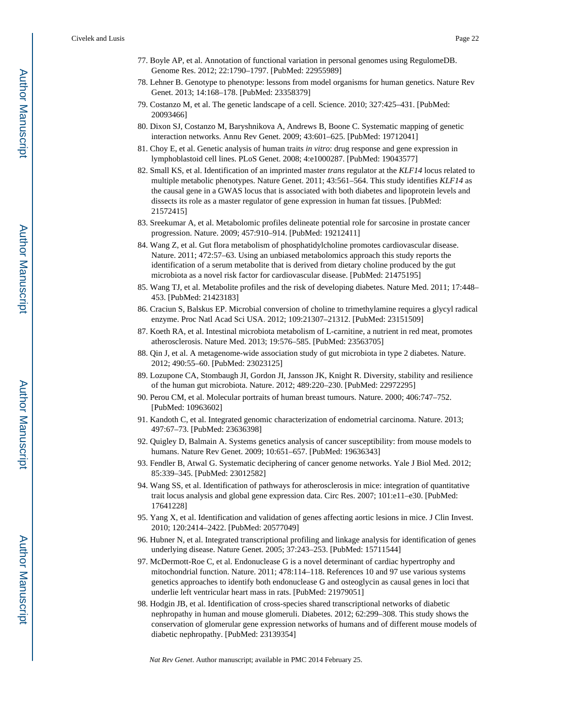77. Boyle AP, et al. Annotation of functional variation in personal genomes using RegulomeDB. Genome Res. 2012; 22:1790–1797. [PubMed: 22955989]
78. Lehner B. Genotype to phenotype: lessons from model organisms for human genetics. Nature Rev Genet. 2013; 14:168–178. [PubMed: 23358379]
79. Costanzo M, et al. The genetic landscape of a cell. Science. 2010; 327:425–431. [PubMed: 20093466]
80. Dixon SJ, Costanzo M, Baryshnikova A, Andrews B, Boone C. Systematic mapping of genetic interaction networks. Annu Rev Genet. 2009; 43:601–625. [PubMed: 19712041]
81. Choy E, et al. Genetic analysis of human traits *in vitro*: drug response and gene expression in lymphoblastoid cell lines. PLoS Genet. 2008; 4:e1000287. [PubMed: 19043577]
82. Small KS, et al. Identification of an imprinted master *trans* regulator at the *KLF14* locus related to multiple metabolic phenotypes. Nature Genet. 2011; 43:561–564. This study identifies *KLF14* as the causal gene in a GWAS locus that is associated with both diabetes and lipoprotein levels and dissects its role as a master regulator of gene expression in human fat tissues. [PubMed: 21572415]
83. Sreekumar A, et al. Metabolomic profiles delineate potential role for sarcosine in prostate cancer progression. Nature. 2009; 457:910–914. [PubMed: 19212411]
84. Wang Z, et al. Gut flora metabolism of phosphatidylcholine promotes cardiovascular disease. Nature. 2011; 472:57–63. Using an unbiased metabolomics approach this study reports the identification of a serum metabolite that is derived from dietary choline produced by the gut microbiota as a novel risk factor for cardiovascular disease. [PubMed: 21475195]
85. Wang TJ, et al. Metabolite profiles and the risk of developing diabetes. Nature Med. 2011; 17:448–453. [PubMed: 21423183]
86. Craciun S, Balskus EP. Microbial conversion of choline to trimethylamine requires a glycyl radical enzyme. Proc Natl Acad Sci USA. 2012; 109:21307–21312. [PubMed: 23151509]
87. Koeth RA, et al. Intestinal microbiota metabolism of L-carnitine, a nutrient in red meat, promotes atherosclerosis. Nature Med. 2013; 19:576–585. [PubMed: 23563705]
88. Qin J, et al. A metagenome-wide association study of gut microbiota in type 2 diabetes. Nature. 2012; 490:55–60. [PubMed: 23023125]
89. Lozupone CA, Stombaugh JI, Gordon JI, Jansson JK, Knight R. Diversity, stability and resilience of the human gut microbiota. Nature. 2012; 489:220–230. [PubMed: 22972295]
90. Perou CM, et al. Molecular portraits of human breast tumours. Nature. 2000; 406:747–752. [PubMed: 10963602]
91. Kandoth C, et al. Integrated genomic characterization of endometrial carcinoma. Nature. 2013; 497:67–73. [PubMed: 23636398]
92. Quigley D, Balmain A. Systems genetics analysis of cancer susceptibility: from mouse models to humans. Nature Rev Genet. 2009; 10:651–657. [PubMed: 19636343]
93. Fendler B, Atwal G. Systematic deciphering of cancer genome networks. Yale J Biol Med. 2012; 85:339–345. [PubMed: 23012582]
94. Wang SS, et al. Identification of pathways for atherosclerosis in mice: integration of quantitative trait locus analysis and global gene expression data. Circ Res. 2007; 101:e11–e30. [PubMed: 17641228]
95. Yang X, et al. Identification and validation of genes affecting aortic lesions in mice. J Clin Invest. 2010; 120:2414–2422. [PubMed: 20577049]
96. Hubner N, et al. Integrated transcriptional profiling and linkage analysis for identification of genes underlying disease. Nature Genet. 2005; 37:243–253. [PubMed: 15711544]
97. McDermott-Roe C, et al. Endonuclease G is a novel determinant of cardiac hypertrophy and mitochondrial function. Nature. 2011; 478:114–118. References 10 and 97 use various systems genetics approaches to identify both endonuclease G and osteoglycin as causal genes in loci that underlie left ventricular heart mass in rats. [PubMed: 21979051]
98. Hodgin JB, et al. Identification of cross-species shared transcriptional networks of diabetic nephropathy in human and mouse glomeruli. Diabetes. 2012; 62:299–308. This study shows the conservation of glomerular gene expression networks of humans and of different mouse models of diabetic nephropathy. [PubMed: 23139354]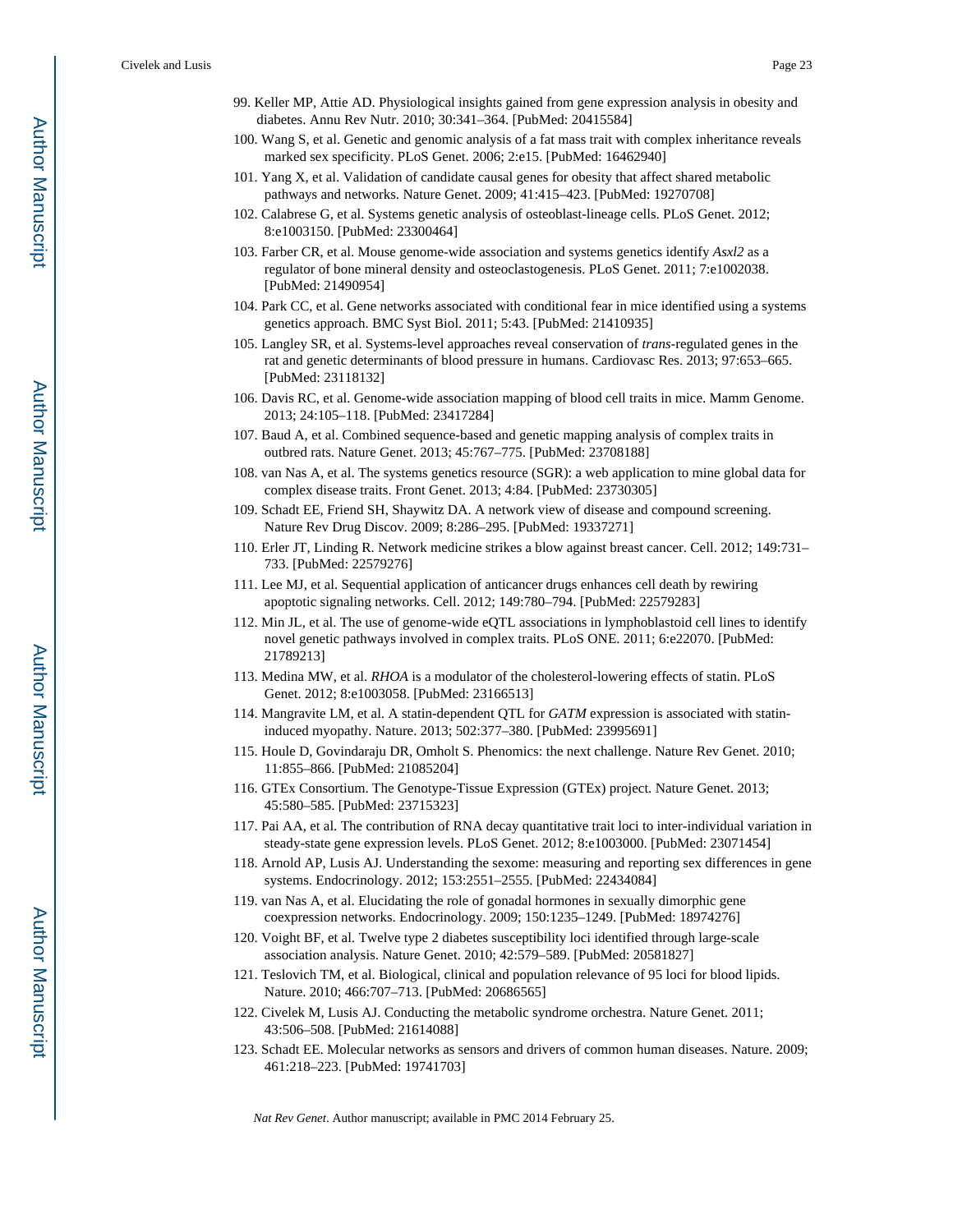99. Keller MP, Attie AD. Physiological insights gained from gene expression analysis in obesity and diabetes. Annu Rev Nutr. 2010; 30:341–364. [PubMed: 20415584]
100. Wang S, et al. Genetic and genomic analysis of a fat mass trait with complex inheritance reveals marked sex specificity. PLoS Genet. 2006; 2:e15. [PubMed: 16462940]
101. Yang X, et al. Validation of candidate causal genes for obesity that affect shared metabolic pathways and networks. Nature Genet. 2009; 41:415–423. [PubMed: 19270708]
102. Calabrese G, et al. Systems genetic analysis of osteoblast-lineage cells. PLoS Genet. 2012; 8:e1003150. [PubMed: 23300464]
103. Farber CR, et al. Mouse genome-wide association and systems genetics identify *Asxl2* as a regulator of bone mineral density and osteoclastogenesis. PLoS Genet. 2011; 7:e1002038. [PubMed: 21490954]
104. Park CC, et al. Gene networks associated with conditional fear in mice identified using a systems genetics approach. BMC Syst Biol. 2011; 5:43. [PubMed: 21410935]
105. Langley SR, et al. Systems-level approaches reveal conservation of *trans*-regulated genes in the rat and genetic determinants of blood pressure in humans. Cardiovasc Res. 2013; 97:653–665. [PubMed: 23118132]
106. Davis RC, et al. Genome-wide association mapping of blood cell traits in mice. Mamm Genome. 2013; 24:105–118. [PubMed: 23417284]
107. Baud A, et al. Combined sequence-based and genetic mapping analysis of complex traits in outbred rats. Nature Genet. 2013; 45:767–775. [PubMed: 23708188]
108. van Nas A, et al. The systems genetics resource (SGR): a web application to mine global data for complex disease traits. Front Genet. 2013; 4:84. [PubMed: 23730305]
109. Schadt EE, Friend SH, Shaywitz DA. A network view of disease and compound screening. Nature Rev Drug Discov. 2009; 8:286–295. [PubMed: 19337271]
110. Erler JT, Linding R. Network medicine strikes a blow against breast cancer. Cell. 2012; 149:731–733. [PubMed: 22579276]
111. Lee MJ, et al. Sequential application of anticancer drugs enhances cell death by rewiring apoptotic signaling networks. Cell. 2012; 149:780–794. [PubMed: 22579283]
112. Min JL, et al. The use of genome-wide eQTL associations in lymphoblastoid cell lines to identify novel genetic pathways involved in complex traits. PLoS ONE. 2011; 6:e22070. [PubMed: 21789213]
113. Medina MW, et al. *RHOA* is a modulator of the cholesterol-lowering effects of statin. PLoS Genet. 2012; 8:e1003058. [PubMed: 23166513]
114. Mangravite LM, et al. A statin-dependent QTL for *GATM* expression is associated with statin-induced myopathy. Nature. 2013; 502:377–380. [PubMed: 23995691]
115. Houle D, Govindaraju DR, Omholt S. Phenomics: the next challenge. Nature Rev Genet. 2010; 11:855–866. [PubMed: 21085204]
116. GTEx Consortium. The Genotype-Tissue Expression (GTEx) project. Nature Genet. 2013; 45:580–585. [PubMed: 23715323]
117. Pai AA, et al. The contribution of RNA decay quantitative trait loci to inter-individual variation in steady-state gene expression levels. PLoS Genet. 2012; 8:e1003000. [PubMed: 23071454]
118. Arnold AP, Lusis AJ. Understanding the sexome: measuring and reporting sex differences in gene systems. Endocrinology. 2012; 153:2551–2555. [PubMed: 22434084]
119. van Nas A, et al. Elucidating the role of gonadal hormones in sexually dimorphic gene coexpression networks. Endocrinology. 2009; 150:1235–1249. [PubMed: 18974276]
120. Voight BF, et al. Twelve type 2 diabetes susceptibility loci identified through large-scale association analysis. Nature Genet. 2010; 42:579–589. [PubMed: 20581827]
121. Teslovich TM, et al. Biological, clinical and population relevance of 95 loci for blood lipids. Nature. 2010; 466:707–713. [PubMed: 20686565]
122. Civelek M, Lusis AJ. Conducting the metabolic syndrome orchestra. Nature Genet. 2011; 43:506–508. [PubMed: 21614088]
123. Schadt EE. Molecular networks as sensors and drivers of common human diseases. Nature. 2009; 461:218–223. [PubMed: 19741703]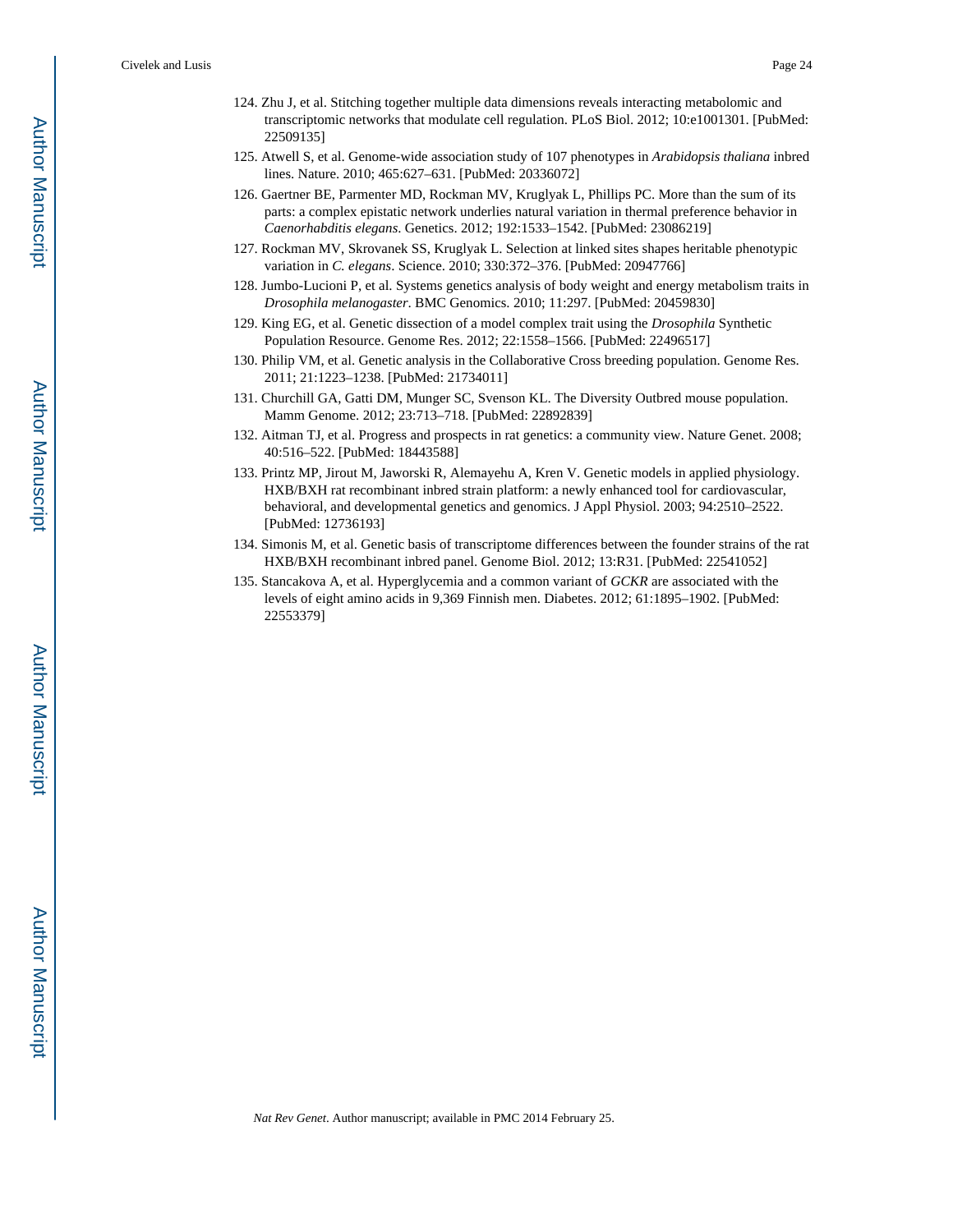124. Zhu J, et al. Stitching together multiple data dimensions reveals interacting metabolomic and transcriptomic networks that modulate cell regulation. PLoS Biol. 2012; 10:e1001301. [PubMed: 22509135]
125. Atwell S, et al. Genome-wide association study of 107 phenotypes in *Arabidopsis thaliana* inbred lines. Nature. 2010; 465:627–631. [PubMed: 20336072]
126. Gaertner BE, Parmenter MD, Rockman MV, Kruglyak L, Phillips PC. More than the sum of its parts: a complex epistatic network underlies natural variation in thermal preference behavior in *Caenorhabditis elegans*. Genetics. 2012; 192:1533–1542. [PubMed: 23086219]
127. Rockman MV, Skrovanek SS, Kruglyak L. Selection at linked sites shapes heritable phenotypic variation in *C. elegans*. Science. 2010; 330:372–376. [PubMed: 20947766]
128. Jumbo-Lucioni P, et al. Systems genetics analysis of body weight and energy metabolism traits in *Drosophila melanogaster*. BMC Genomics. 2010; 11:297. [PubMed: 20459830]
129. King EG, et al. Genetic dissection of a model complex trait using the *Drosophila* Synthetic Population Resource. Genome Res. 2012; 22:1558–1566. [PubMed: 22496517]
130. Philip VM, et al. Genetic analysis in the Collaborative Cross breeding population. Genome Res. 2011; 21:1223–1238. [PubMed: 21734011]
131. Churchill GA, Gatti DM, Munger SC, Svenson KL. The Diversity Outbred mouse population. Mamm Genome. 2012; 23:713–718. [PubMed: 22892839]
132. Aitman TJ, et al. Progress and prospects in rat genetics: a community view. Nature Genet. 2008; 40:516–522. [PubMed: 18443588]
133. Printz MP, Jirout M, Jaworski R, Alemayehu A, Kren V. Genetic models in applied physiology. HXB/BXH rat recombinant inbred strain platform: a newly enhanced tool for cardiovascular, behavioral, and developmental genetics and genomics. J Appl Physiol. 2003; 94:2510–2522. [PubMed: 12736193]
134. Simonis M, et al. Genetic basis of transcriptome differences between the founder strains of the rat HXB/BXH recombinant inbred panel. Genome Biol. 2012; 13:R31. [PubMed: 22541052]
135. Stancakova A, et al. Hyperglycemia and a common variant of *GCKR* are associated with the levels of eight amino acids in 9,369 Finnish men. Diabetes. 2012; 61:1895–1902. [PubMed: 22553379]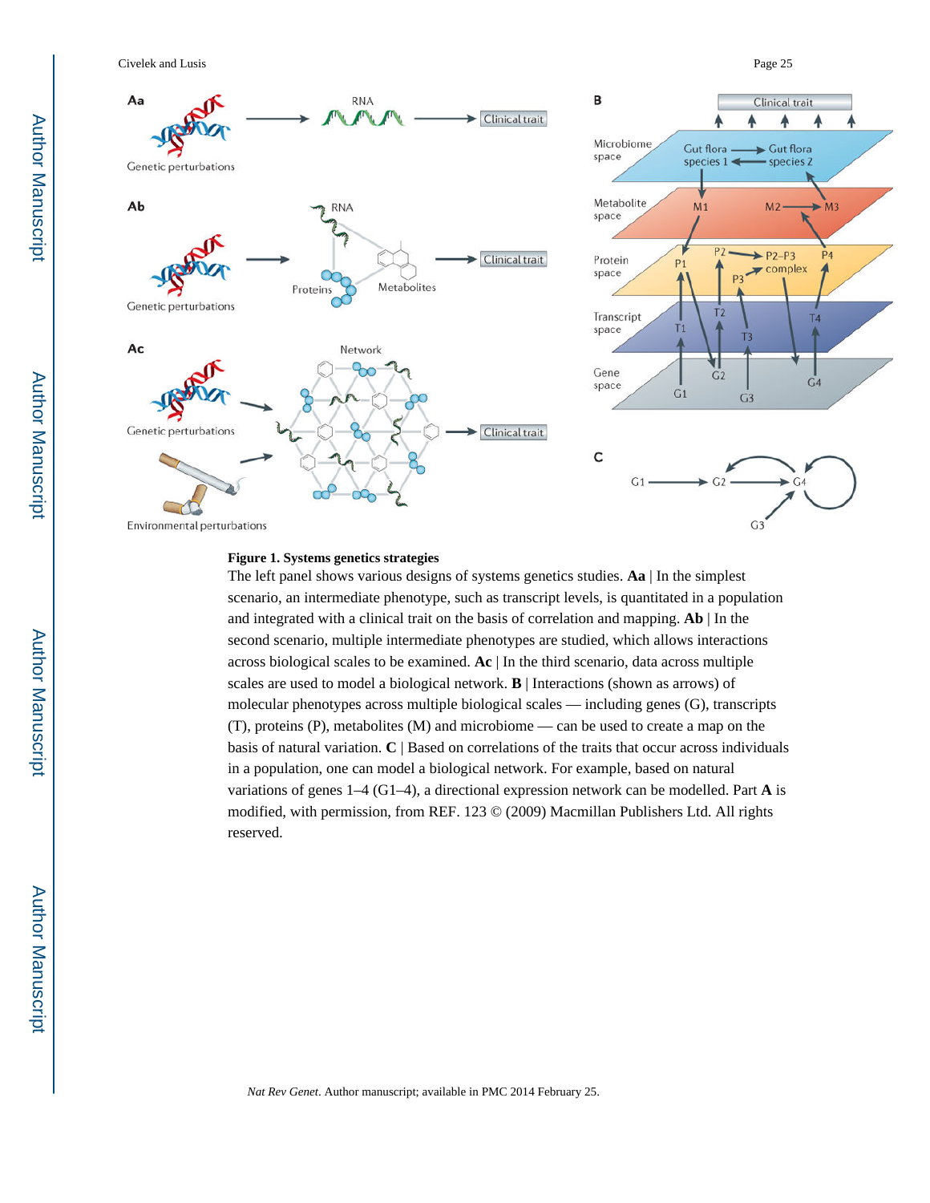**Figure 1. Systems genetics strategies**

The left panel shows various designs of systems genetics studies. **Aa** | In the simplest scenario, an intermediate phenotype, such as transcript levels, is quantitated in a population and integrated with a clinical trait on the basis of correlation and mapping. **Ab** | In the second scenario, multiple intermediate phenotypes are studied, which allows interactions across biological scales to be examined. **Ac** | In the third scenario, data across multiple scales are used to model a biological network. **B** | Interactions (shown as arrows) of molecular phenotypes across multiple biological scales — including genes (G), transcripts (T), proteins (P), metabolites (M) and microbiome — can be used to create a map on the basis of natural variation. **C** | Based on correlations of the traits that occur across individuals in a population, one can model a biological network. For example, based on natural variations of genes 1–4 (G1–4), a directional expression network can be modelled. Part **A** is modified, with permission, from REF. 123 © (2009) Macmillan Publishers Ltd. All rights reserved.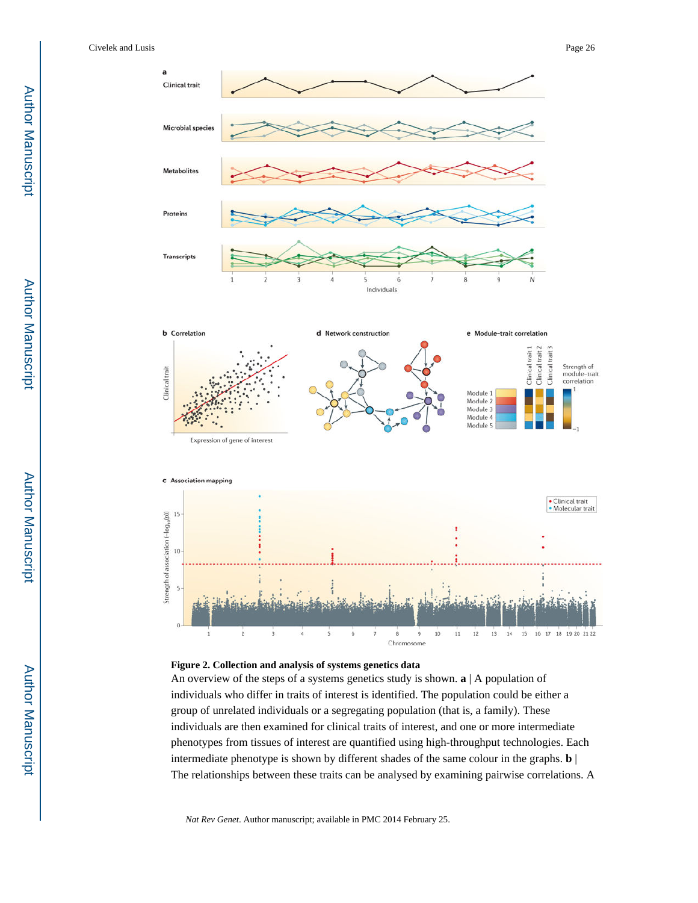**Figure 2. Collection and analysis of systems genetics data**

An overview of the steps of a systems genetics study is shown. **a** | A population of individuals who differ in traits of interest is identified. The population could be either a group of unrelated individuals or a segregating population (that is, a family). These individuals are then examined for clinical traits of interest, and one or more intermediate phenotypes from tissues of interest are quantified using high-throughput technologies. Each intermediate phenotype is shown by different shades of the same colour in the graphs. **b** | The relationships between these traits can be analysed by examining pairwise correlations. A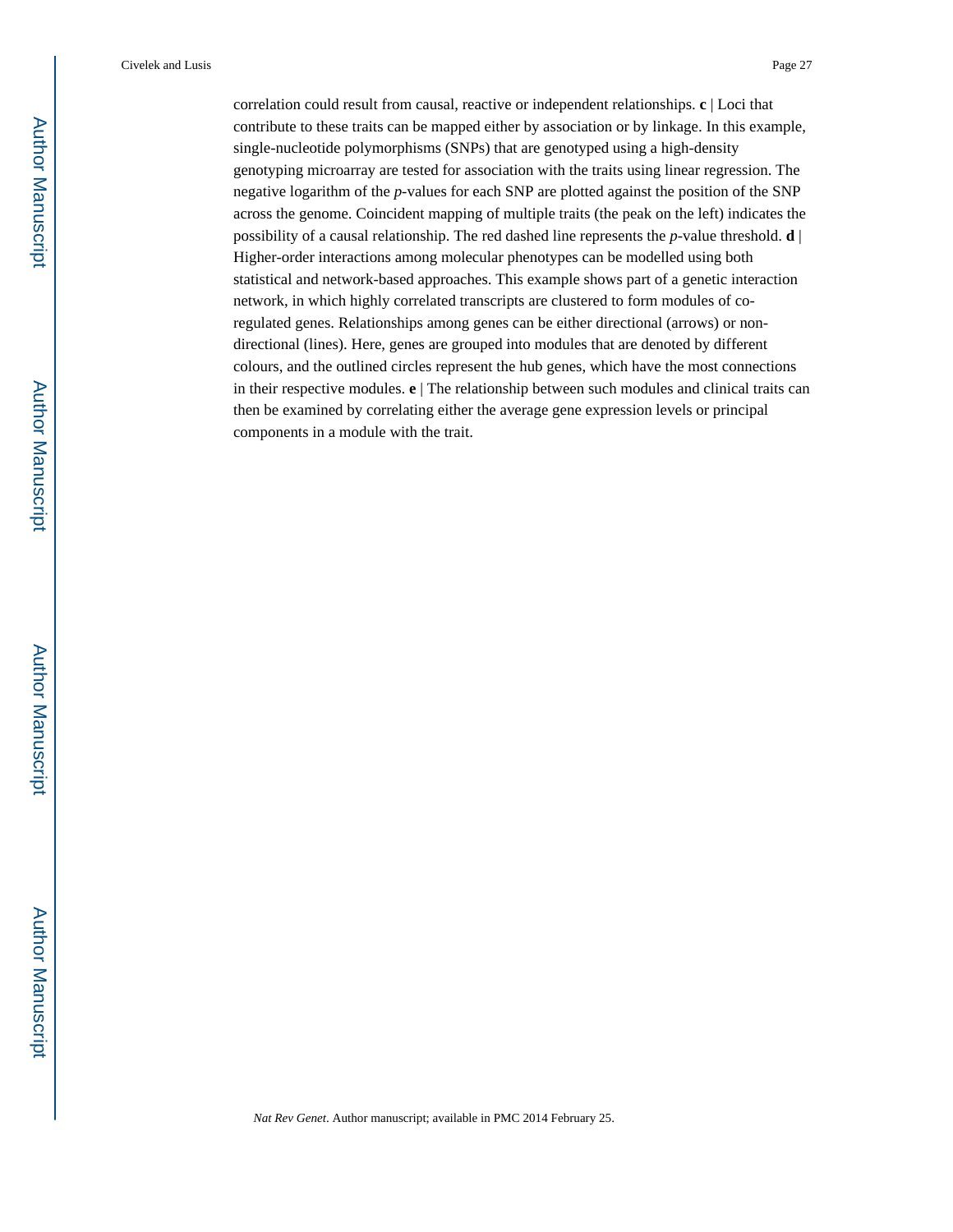correlation could result from causal, reactive or independent relationships. **c** | Loci that contribute to these traits can be mapped either by association or by linkage. In this example, single-nucleotide polymorphisms (SNPs) that are genotyped using a high-density genotyping microarray are tested for association with the traits using linear regression. The negative logarithm of the *p*-values for each SNP are plotted against the position of the SNP across the genome. Coincident mapping of multiple traits (the peak on the left) indicates the possibility of a causal relationship. The red dashed line represents the *p*-value threshold. **d** | Higher-order interactions among molecular phenotypes can be modelled using both statistical and network-based approaches. This example shows part of a genetic interaction network, in which highly correlated transcripts are clustered to form modules of co-regulated genes. Relationships among genes can be either directional (arrows) or non-directional (lines). Here, genes are grouped into modules that are denoted by different colours, and the outlined circles represent the hub genes, which have the most connections in their respective modules. **e** | The relationship between such modules and clinical traits can then be examined by correlating either the average gene expression levels or principal components in a module with the trait.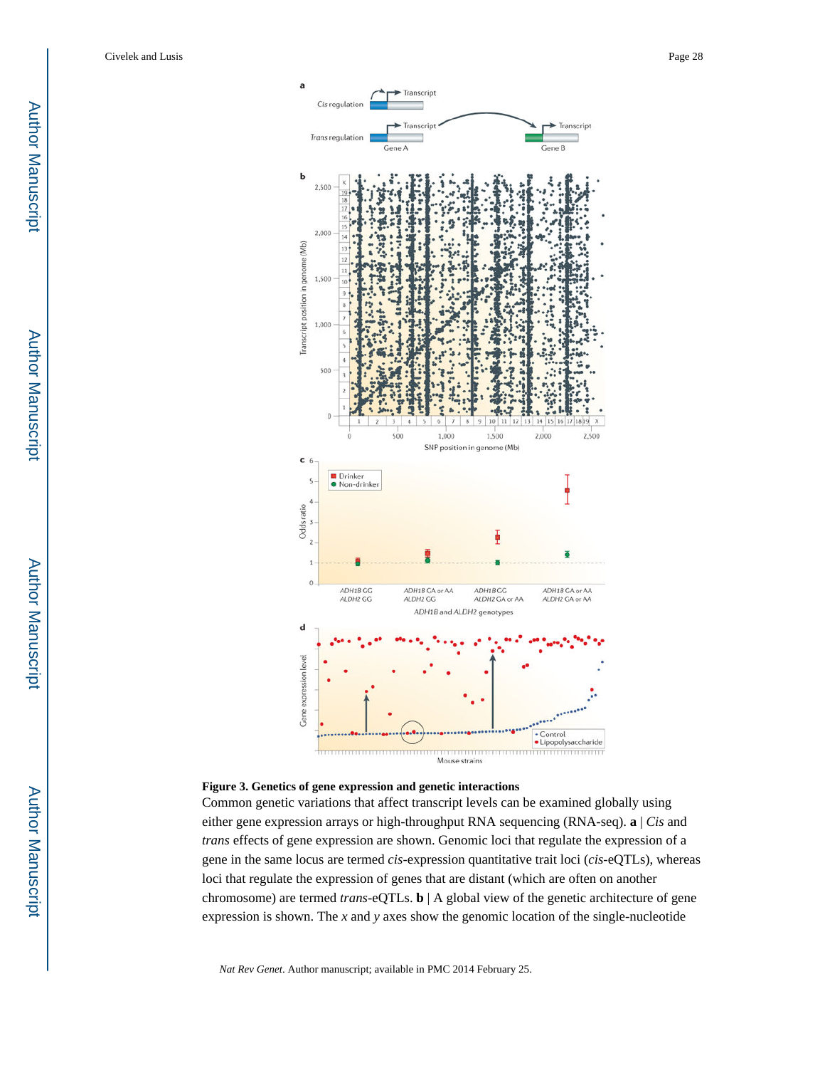**Figure 3. Genetics of gene expression and genetic interactions**

Common genetic variations that affect transcript levels can be examined globally using either gene expression arrays or high-throughput RNA sequencing (RNA-seq). **a** | *Cis* and *trans* effects of gene expression are shown. Genomic loci that regulate the expression of a gene in the same locus are termed *cis*-expression quantitative trait loci (*cis*-eQTLs), whereas loci that regulate the expression of genes that are distant (which are often on another chromosome) are termed *trans*-eQTLs. **b** | A global view of the genetic architecture of gene expression is shown. The *x* and *y* axes show the genomic location of the single-nucleotide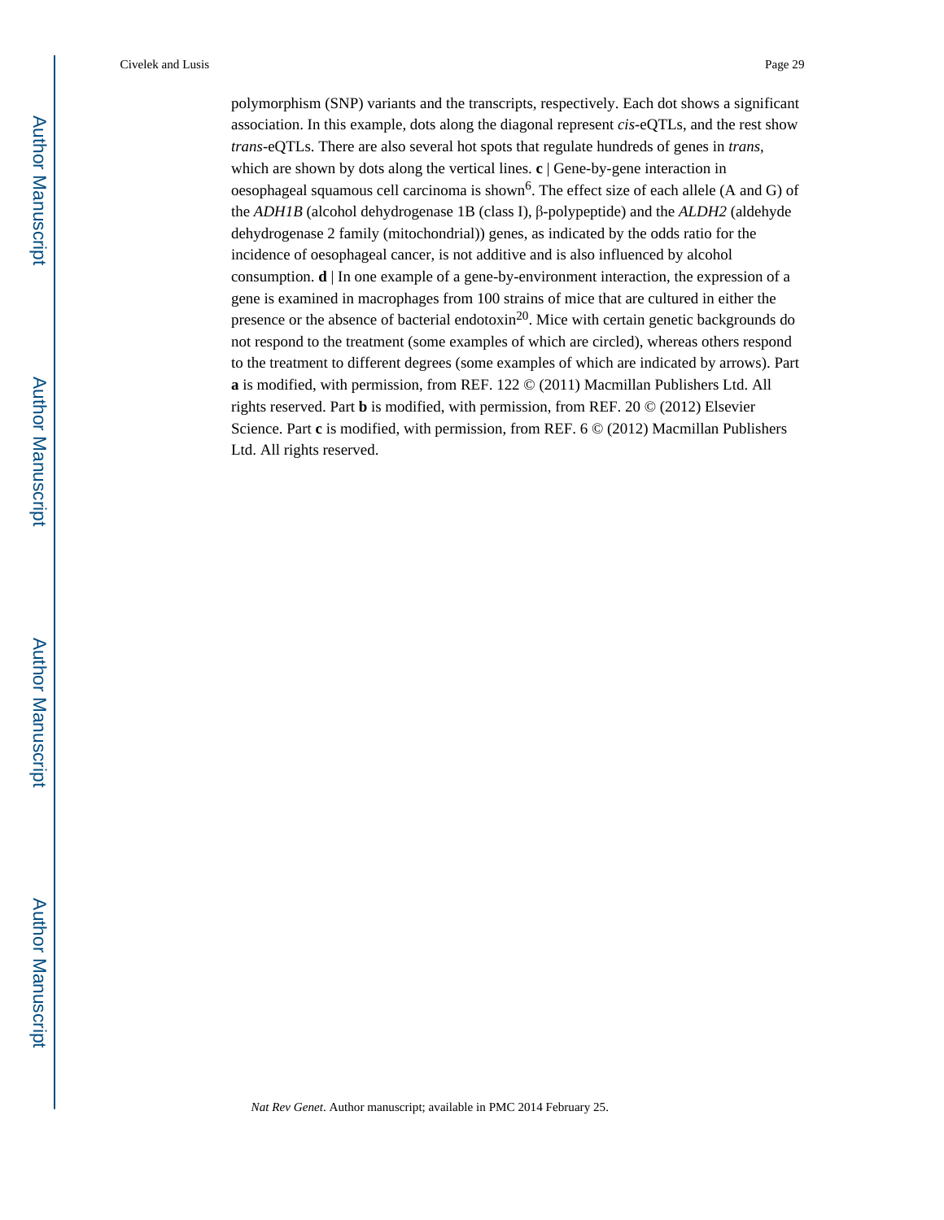polymorphism (SNP) variants and the transcripts, respectively. Each dot shows a significant association. In this example, dots along the diagonal represent *cis*-eQTLs, and the rest show *trans*-eQTLs. There are also several hot spots that regulate hundreds of genes in *trans*, which are shown by dots along the vertical lines. **c** | Gene-by-gene interaction in oesophageal squamous cell carcinoma is shown[6]. The effect size of each allele (A and G) of the *ADH1B* (alcohol dehydrogenase 1B (class I), β-polypeptide) and the *ALDH2* (aldehyde dehydrogenase 2 family (mitochondrial)) genes, as indicated by the odds ratio for the incidence of oesophageal cancer, is not additive and is also influenced by alcohol consumption. **d** | In one example of a gene-by-environment interaction, the expression of a gene is examined in macrophages from 100 strains of mice that are cultured in either the presence or the absence of bacterial endotoxin[20]. Mice with certain genetic backgrounds do not respond to the treatment (some examples of which are circled), whereas others respond to the treatment to different degrees (some examples of which are indicated by arrows). Part **a** is modified, with permission, from REF. 122 © (2011) Macmillan Publishers Ltd. All rights reserved. Part **b** is modified, with permission, from REF. 20 © (2012) Elsevier Science. Part **c** is modified, with permission, from REF. 6 © (2012) Macmillan Publishers Ltd. All rights reserved.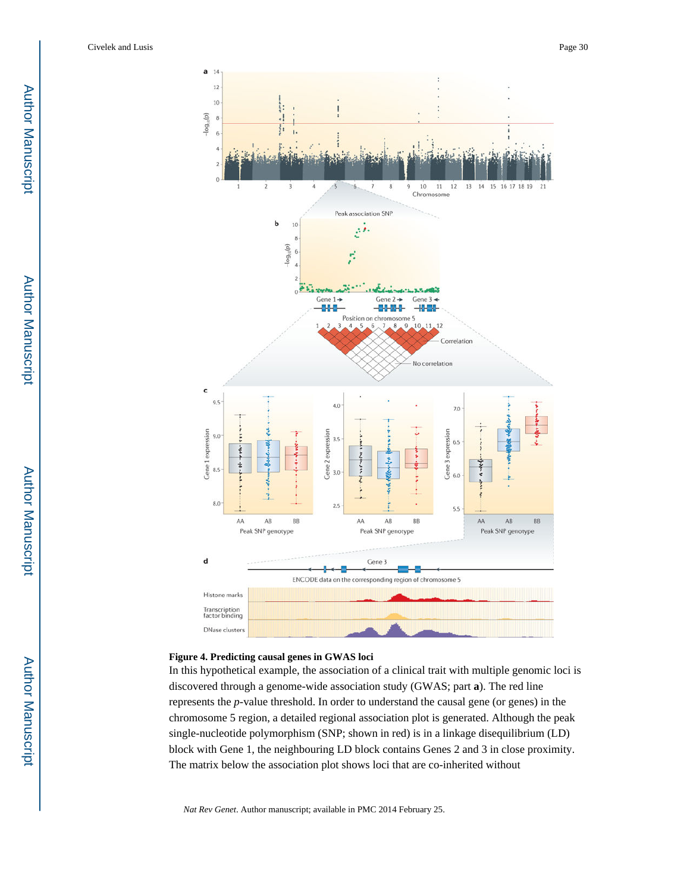**Figure 4. Predicting causal genes in GWAS loci**

In this hypothetical example, the association of a clinical trait with multiple genomic loci is discovered through a genome-wide association study (GWAS; part **a**). The red line represents the *p*-value threshold. In order to understand the causal gene (or genes) in the chromosome 5 region, a detailed regional association plot is generated. Although the peak single-nucleotide polymorphism (SNP; shown in red) is in a linkage disequilibrium (LD) block with Gene 1, the neighbouring LD block contains Genes 2 and 3 in close proximity. The matrix below the association plot shows loci that are co-inherited without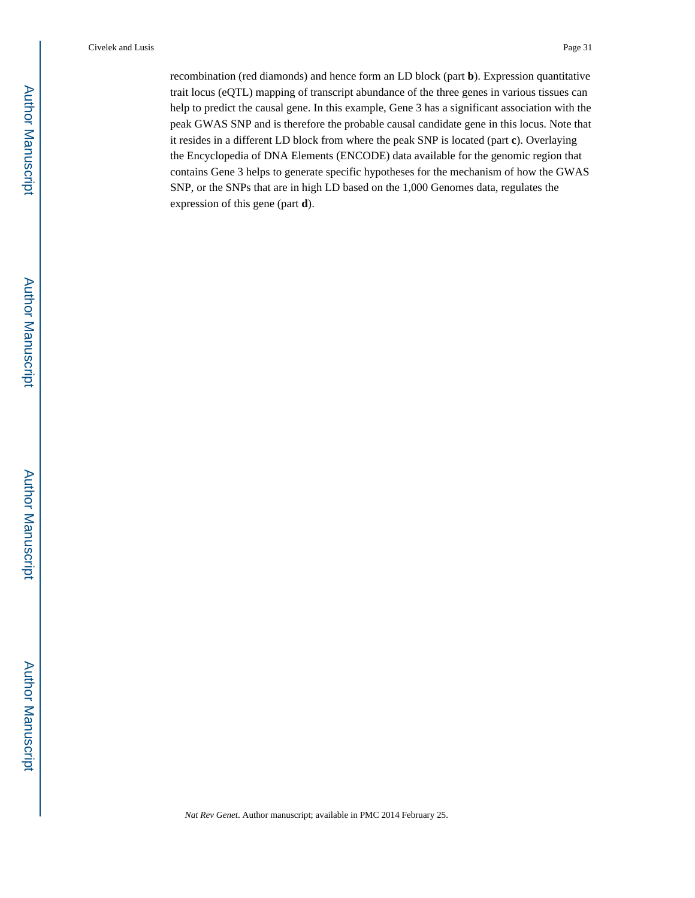recombination (red diamonds) and hence form an LD block (part **b**). Expression quantitative trait locus (eQTL) mapping of transcript abundance of the three genes in various tissues can help to predict the causal gene. In this example, Gene 3 has a significant association with the peak GWAS SNP and is therefore the probable causal candidate gene in this locus. Note that it resides in a different LD block from where the peak SNP is located (part **c**). Overlaying the Encyclopedia of DNA Elements (ENCODE) data available for the genomic region that contains Gene 3 helps to generate specific hypotheses for the mechanism of how the GWAS SNP, or the SNPs that are in high LD based on the 1,000 Genomes data, regulates the expression of this gene (part **d**).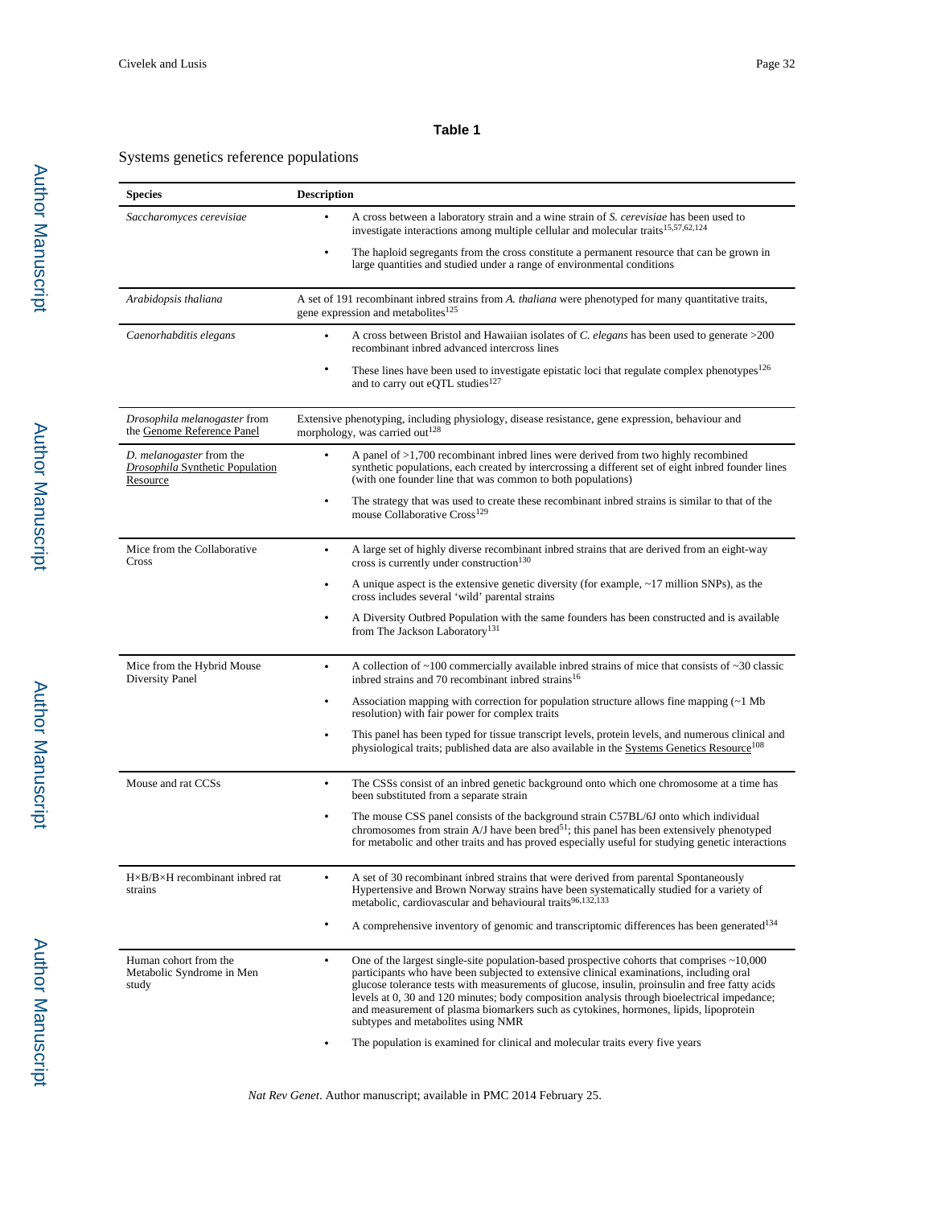**Table 1**

Systems genetics reference populations

| Species | Description |
|---|---|
| *Saccharomyces cerevisiae* | • A cross between a laboratory strain and a wine strain of *S. cerevisiae* has been used to investigate interactions among multiple cellular and molecular traits[15,57,62,124] <br> • The haploid segregants from the cross constitute a permanent resource that can be grown in large quantities and studied under a range of environmental conditions |
| *Arabidopsis thaliana* | A set of 191 recombinant inbred strains from *A. thaliana* were phenotyped for many quantitative traits, gene expression and metabolites[125] |
| *Caenorhabditis elegans* | • A cross between Bristol and Hawaiian isolates of *C. elegans* has been used to generate >200 recombinant inbred advanced intercross lines <br> • These lines have been used to investigate epistatic loci that regulate complex phenotypes[126] and to carry out eQTL studies[127] |
| *Drosophila melanogaster* from the Genome Reference Panel | Extensive phenotyping, including physiology, disease resistance, gene expression, behaviour and morphology, was carried out[128] |
| *D. melanogaster* from the *Drosophila* Synthetic Population Resource | • A panel of >1,700 recombinant inbred lines were derived from two highly recombined synthetic populations, each created by intercrossing a different set of eight inbred founder lines (with one founder line that was common to both populations) <br> • The strategy that was used to create these recombinant inbred strains is similar to that of the mouse Collaborative Cross[129] |
| Mice from the Collaborative Cross | • A large set of highly diverse recombinant inbred strains that are derived from an eight-way cross is currently under construction[130] <br> • A unique aspect is the extensive genetic diversity (for example, ~17 million SNPs), as the cross includes several 'wild' parental strains <br> • A Diversity Outbred Population with the same founders has been constructed and is available from The Jackson Laboratory[131] |
| Mice from the Hybrid Mouse Diversity Panel | • A collection of ~100 commercially available inbred strains of mice that consists of ~30 classic inbred strains and 70 recombinant inbred strains[16] <br> • Association mapping with correction for population structure allows fine mapping (~1 Mb resolution) with fair power for complex traits <br> • This panel has been typed for tissue transcript levels, protein levels, and numerous clinical and physiological traits; published data are also available in the Systems Genetics Resource[108] |
| Mouse and rat CCSs | • The CSSs consist of an inbred genetic background onto which one chromosome at a time has been substituted from a separate strain <br> • The mouse CSS panel consists of the background strain C57BL/6J onto which individual chromosomes from strain A/J have been bred[51]; this panel has been extensively phenotyped for metabolic and other traits and has proved especially useful for studying genetic interactions |
| H×B/B×H recombinant inbred rat strains | • A set of 30 recombinant inbred strains that were derived from parental Spontaneously Hypertensive and Brown Norway strains have been systematically studied for a variety of metabolic, cardiovascular and behavioural traits[96,132,133] <br> • A comprehensive inventory of genomic and transcriptomic differences has been generated[134] |
| Human cohort from the Metabolic Syndrome in Men study | • One of the largest single-site population-based prospective cohorts that comprises ~10,000 participants who have been subjected to extensive clinical examinations, including oral glucose tolerance tests with measurements of glucose, insulin, proinsulin and free fatty acids levels at 0, 30 and 120 minutes; body composition analysis through bioelectrical impedance; and measurement of plasma biomarkers such as cytokines, hormones, lipids, lipoprotein subtypes and metabolites using NMR <br> • The population is examined for clinical and molecular traits every five years |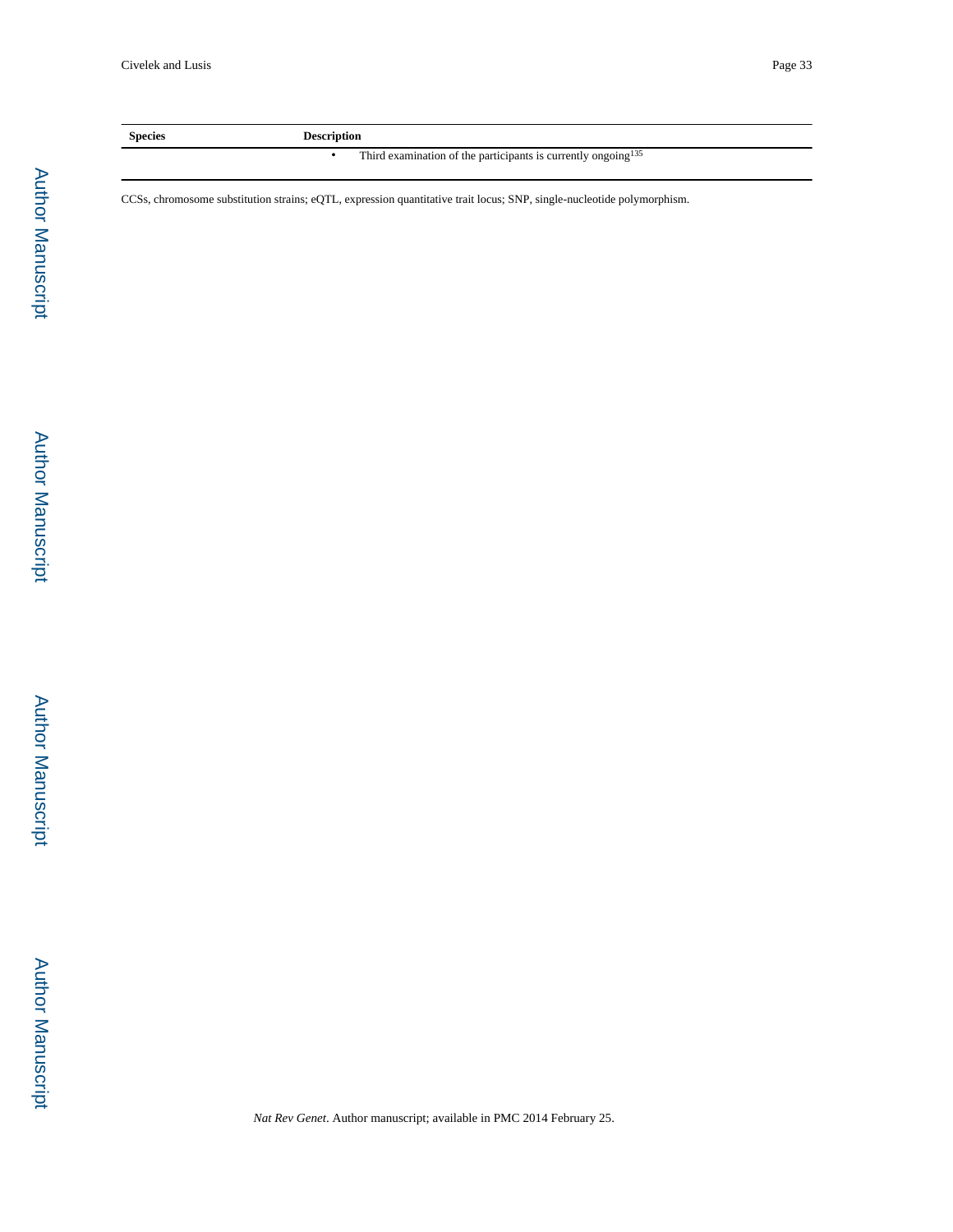| Species | Description |
| --- | --- |
| | • Third examination of the participants is currently ongoing[135] |

CCSs, chromosome substitution strains; eQTL, expression quantitative trait locus; SNP, single-nucleotide polymorphism.